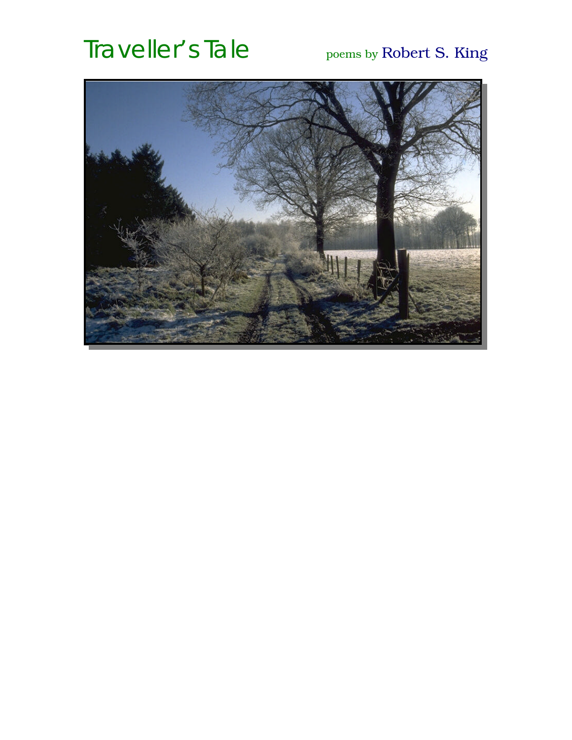# Traveller's Tale

poems by Robert S. King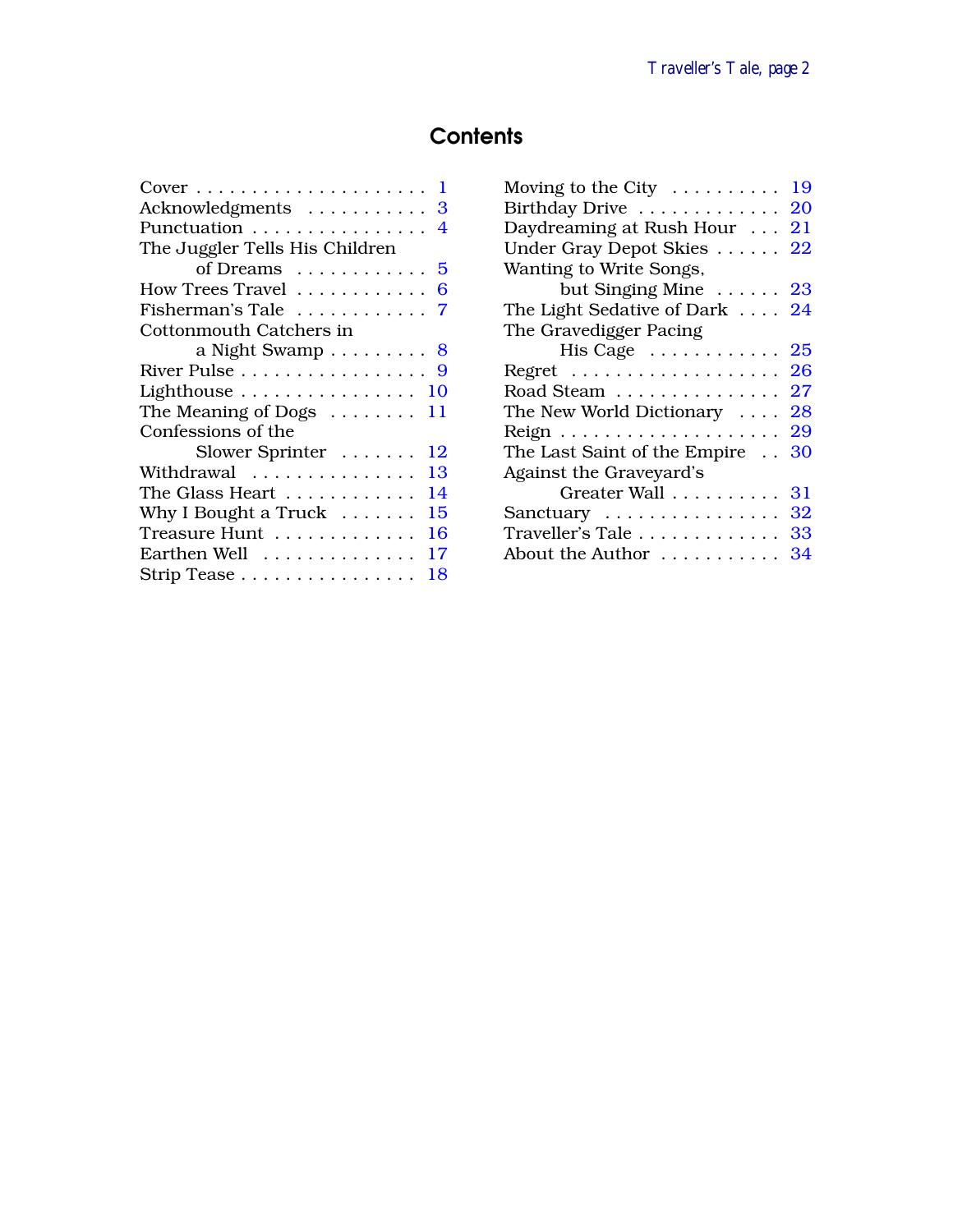## Contents

| | |
|---|---|
| Cover | 1 |
| Acknowledgments | 3 |
| Punctuation | 4 |
| The Juggler Tells His Children of Dreams | 5 |
| How Trees Travel | 6 |
| Fisherman's Tale | 7 |
| Cottonmouth Catchers in a Night Swamp | 8 |
| River Pulse | 9 |
| Lighthouse | 10 |
| The Meaning of Dogs | 11 |
| Confessions of the Slower Sprinter | 12 |
| Withdrawal | 13 |
| The Glass Heart | 14 |
| Why I Bought a Truck | 15 |
| Treasure Hunt | 16 |
| Earthen Well | 17 |
| Strip Tease | 18 |
| Moving to the City | 19 |
| Birthday Drive | 20 |
| Daydreaming at Rush Hour | 21 |
| Under Gray Depot Skies | 22 |
| Wanting to Write Songs, but Singing Mine | 23 |
| The Light Sedative of Dark | 24 |
| The Gravedigger Pacing His Cage | 25 |
| Regret | 26 |
| Road Steam | 27 |
| The New World Dictionary | 28 |
| Reign | 29 |
| The Last Saint of the Empire | 30 |
| Against the Graveyard's Greater Wall | 31 |
| Sanctuary | 32 |
| Traveller's Tale | 33 |
| About the Author | 34 |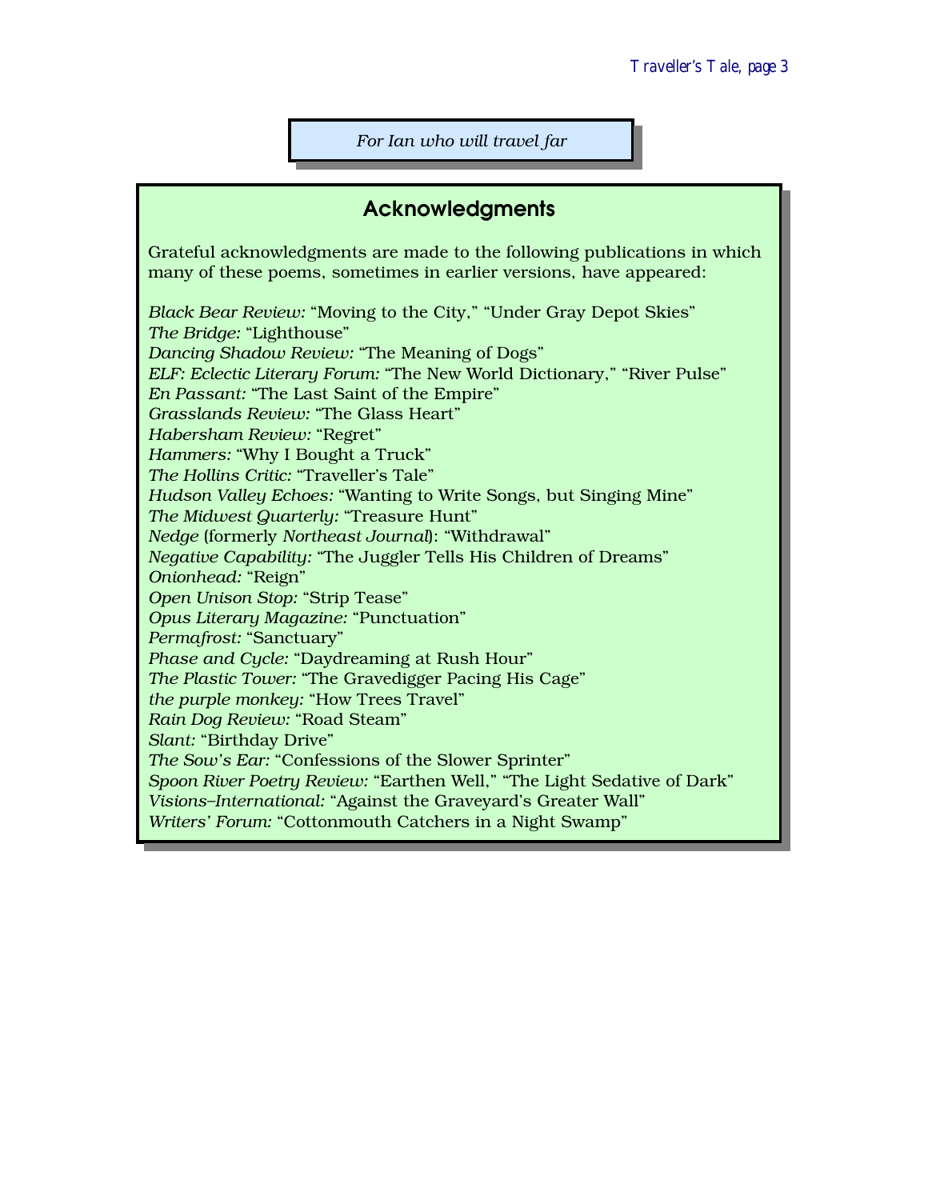*For Ian who will travel far*

## Acknowledgments

Grateful acknowledgments are made to the following publications in which many of these poems, sometimes in earlier versions, have appeared:

*Black Bear Review:* “Moving to the City,” “Under Gray Depot Skies”
*The Bridge:* “Lighthouse”
*Dancing Shadow Review:* “The Meaning of Dogs”
*ELF: Eclectic Literary Forum:* “The New World Dictionary,” “River Pulse”
*En Passant:* “The Last Saint of the Empire”
*Grasslands Review:* “The Glass Heart”
*Habersham Review:* “Regret”
*Hammers:* “Why I Bought a Truck”
*The Hollins Critic:* “Traveller’s Tale”
*Hudson Valley Echoes:* “Wanting to Write Songs, but Singing Mine”
*The Midwest Quarterly:* “Treasure Hunt”
*Nedge* (formerly *Northeast Journal*): “Withdrawal”
*Negative Capability:* “The Juggler Tells His Children of Dreams”
*Onionhead:* “Reign”
*Open Unison Stop:* “Strip Tease”
*Opus Literary Magazine:* “Punctuation”
*Permafrost:* “Sanctuary”
*Phase and Cycle:* “Daydreaming at Rush Hour”
*The Plastic Tower:* “The Gravedigger Pacing His Cage”
*the purple monkey:* “How Trees Travel”
*Rain Dog Review:* “Road Steam”
*Slant:* “Birthday Drive”
*The Sow’s Ear:* “Confessions of the Slower Sprinter”
*Spoon River Poetry Review:* “Earthen Well,” “The Light Sedative of Dark”
*Visions–International:* “Against the Graveyard’s Greater Wall”
*Writers’ Forum:* “Cottonmouth Catchers in a Night Swamp”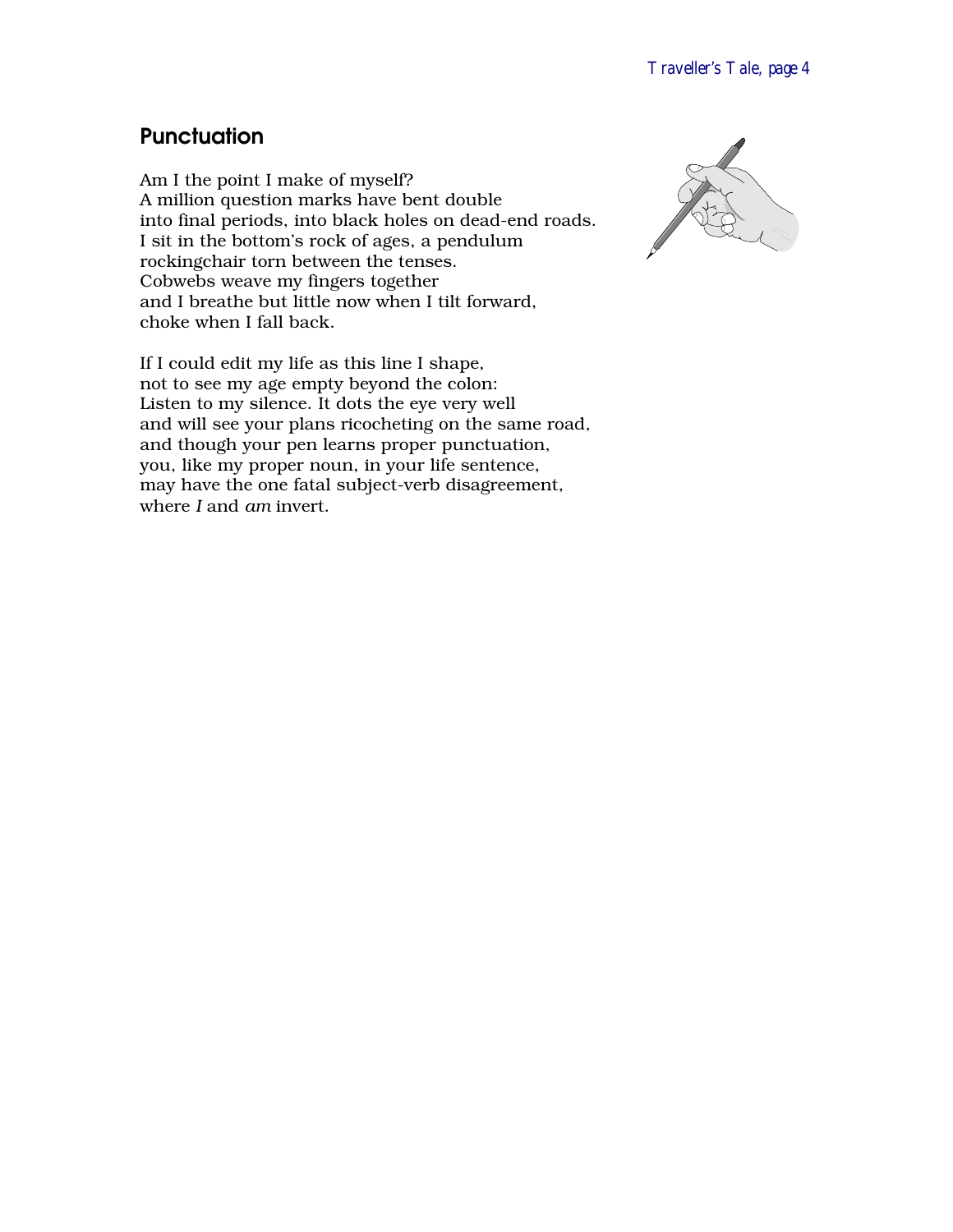## Punctuation

Am I the point I make of myself?
A million question marks have bent double
into final periods, into black holes on dead-end roads.
I sit in the bottom's rock of ages, a pendulum
rockingchair torn between the tenses.
Cobwebs weave my fingers together
and I breathe but little now when I tilt forward,
choke when I fall back.

If I could edit my life as this line I shape,
not to see my age empty beyond the colon:
Listen to my silence. It dots the eye very well
and will see your plans ricocheting on the same road,
and though your pen learns proper punctuation,
you, like my proper noun, in your life sentence,
may have the one fatal subject-verb disagreement,
where *I* and *am* invert.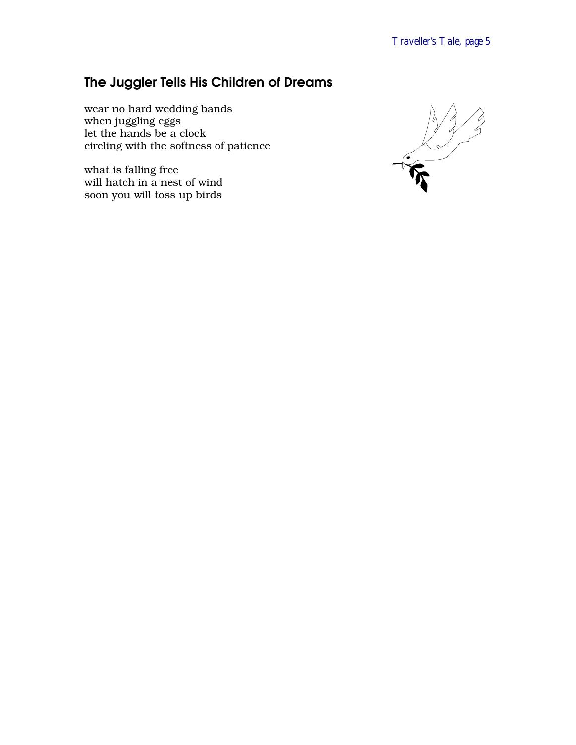## The Juggler Tells His Children of Dreams

wear no hard wedding bands
when juggling eggs
let the hands be a clock
circling with the softness of patience

what is falling free
will hatch in a nest of wind
soon you will toss up birds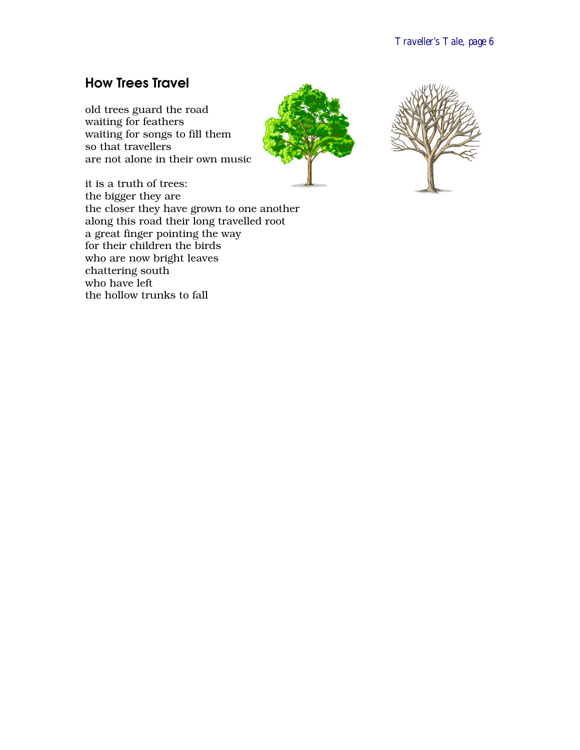## How Trees Travel

old trees guard the road  
waiting for feathers  
waiting for songs to fill them  
so that travellers  
are not alone in their own music

it is a truth of trees:  
the bigger they are  
the closer they have grown to one another  
along this road their long travelled root  
a great finger pointing the way  
for their children the birds  
who are now bright leaves  
chattering south  
who have left  
the hollow trunks to fall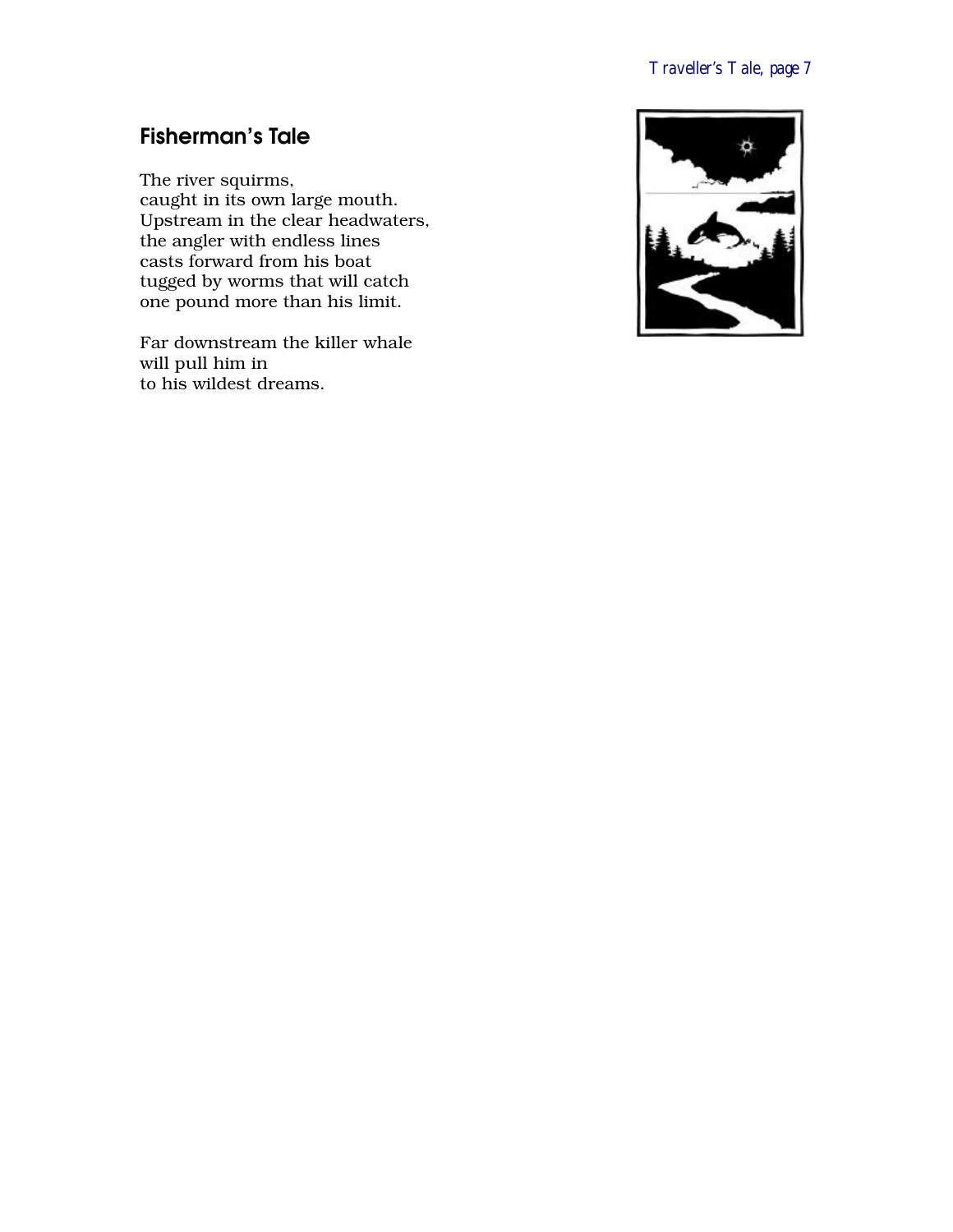## Fisherman's Tale

The river squirms,  
caught in its own large mouth.  
Upstream in the clear headwaters,  
the angler with endless lines  
casts forward from his boat  
tugged by worms that will catch  
one pound more than his limit.

Far downstream the killer whale  
will pull him in  
to his wildest dreams.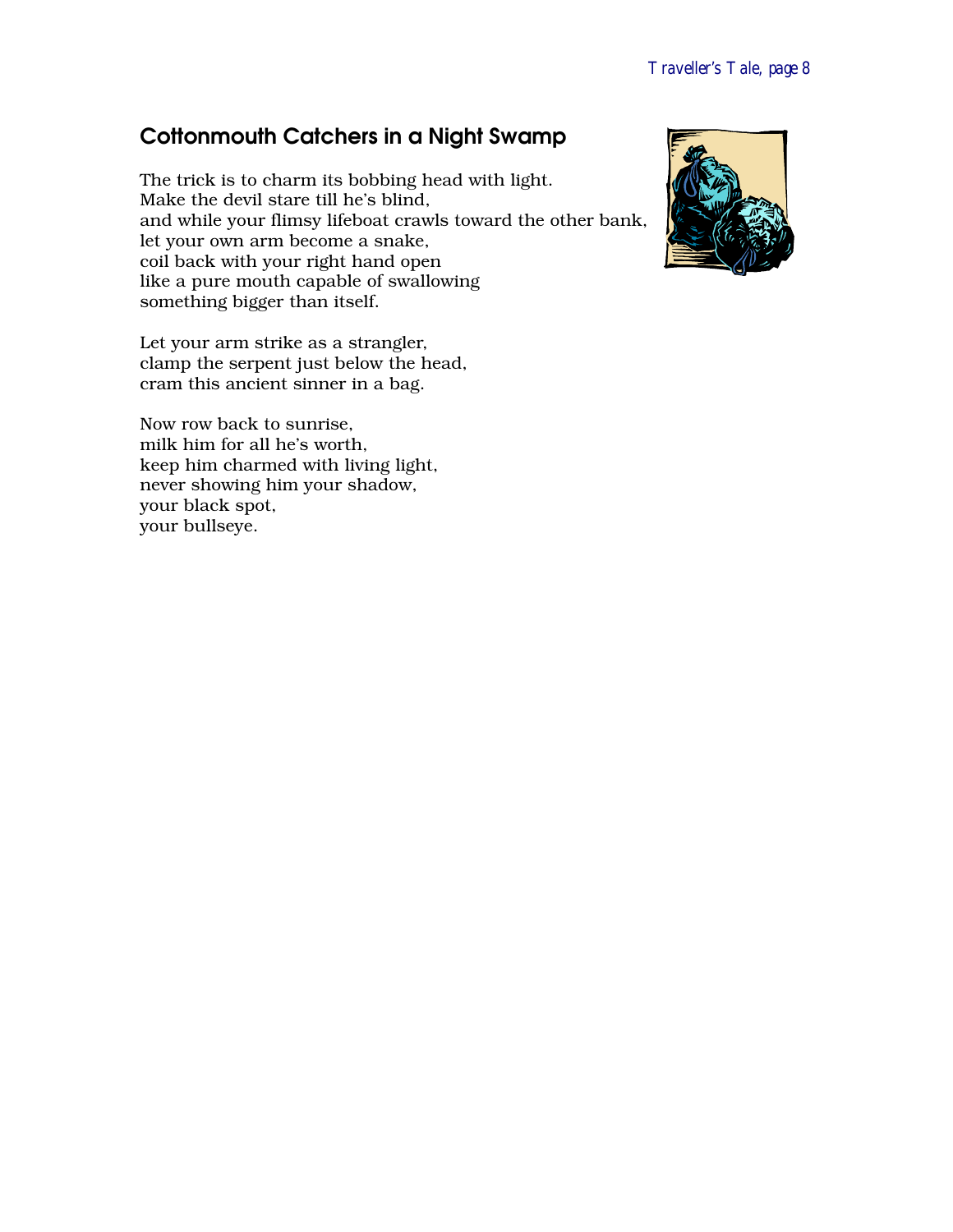## Cottonmouth Catchers in a Night Swamp

The trick is to charm its bobbing head with light.
Make the devil stare till he's blind,
and while your flimsy lifeboat crawls toward the other bank,
let your own arm become a snake,
coil back with your right hand open
like a pure mouth capable of swallowing
something bigger than itself.

Let your arm strike as a strangler,
clamp the serpent just below the head,
cram this ancient sinner in a bag.

Now row back to sunrise,
milk him for all he's worth,
keep him charmed with living light,
never showing him your shadow,
your black spot,
your bullseye.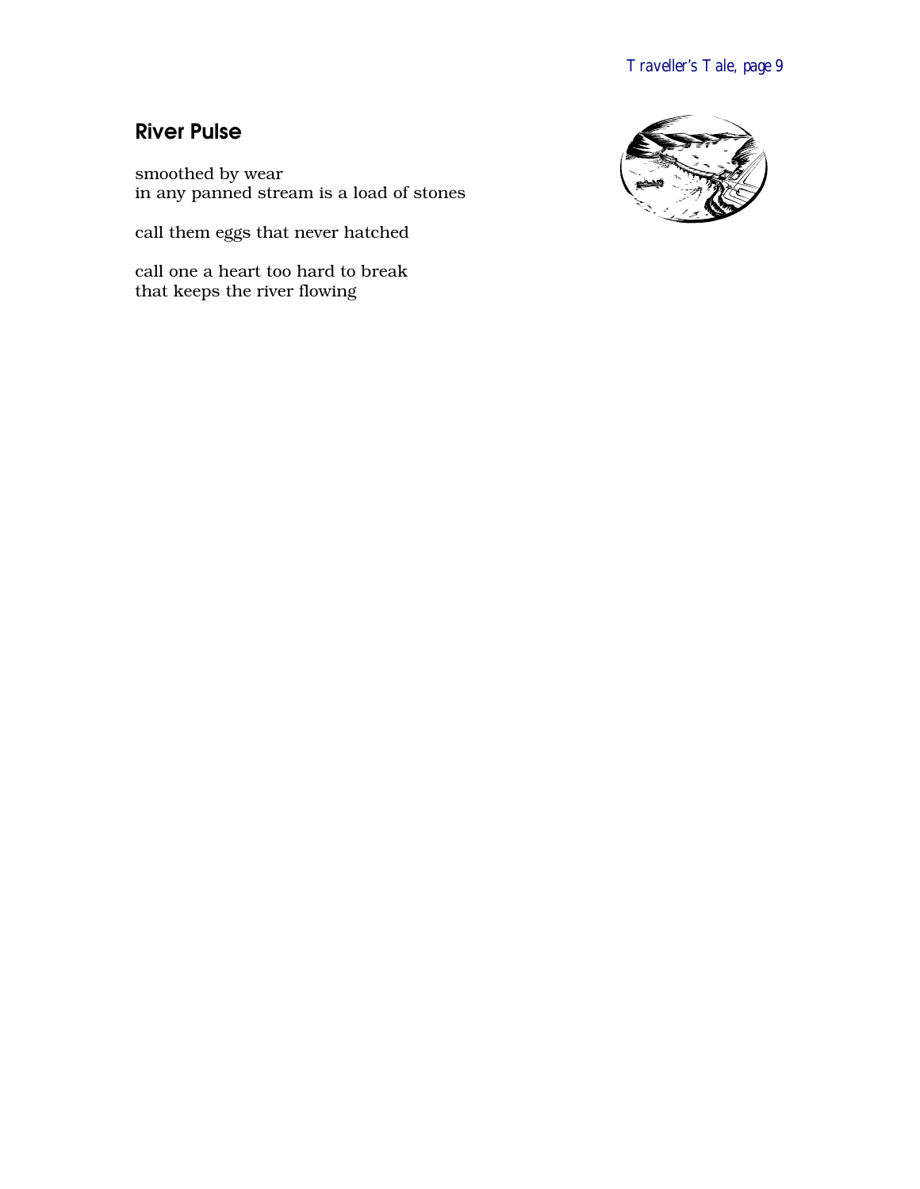## River Pulse

smoothed by wear
in any panned stream is a load of stones

call them eggs that never hatched

call one a heart too hard to break
that keeps the river flowing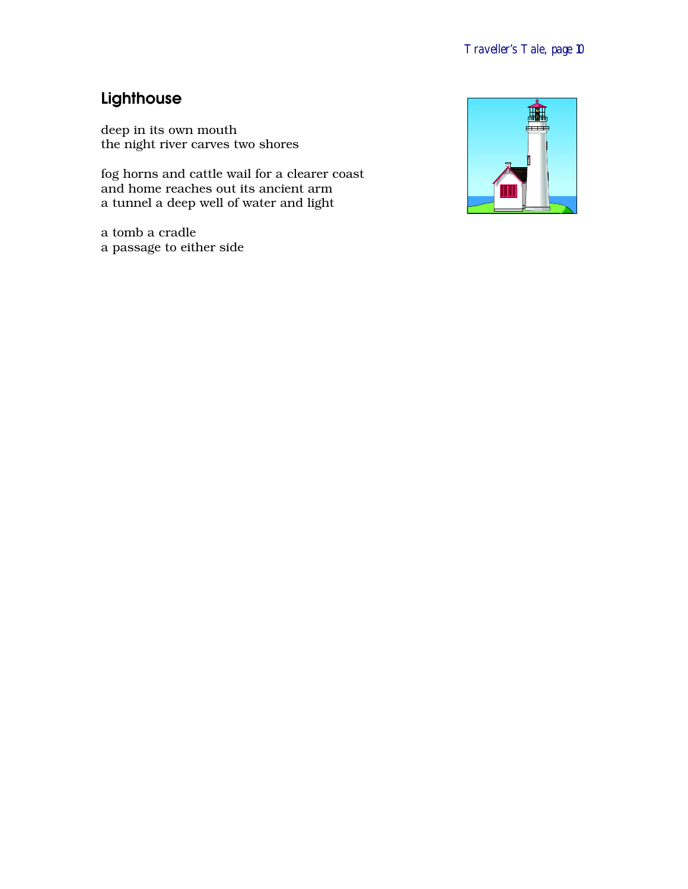## Lighthouse

deep in its own mouth
the night river carves two shores

fog horns and cattle wail for a clearer coast
and home reaches out its ancient arm
a tunnel a deep well of water and light

a tomb a cradle
a passage to either side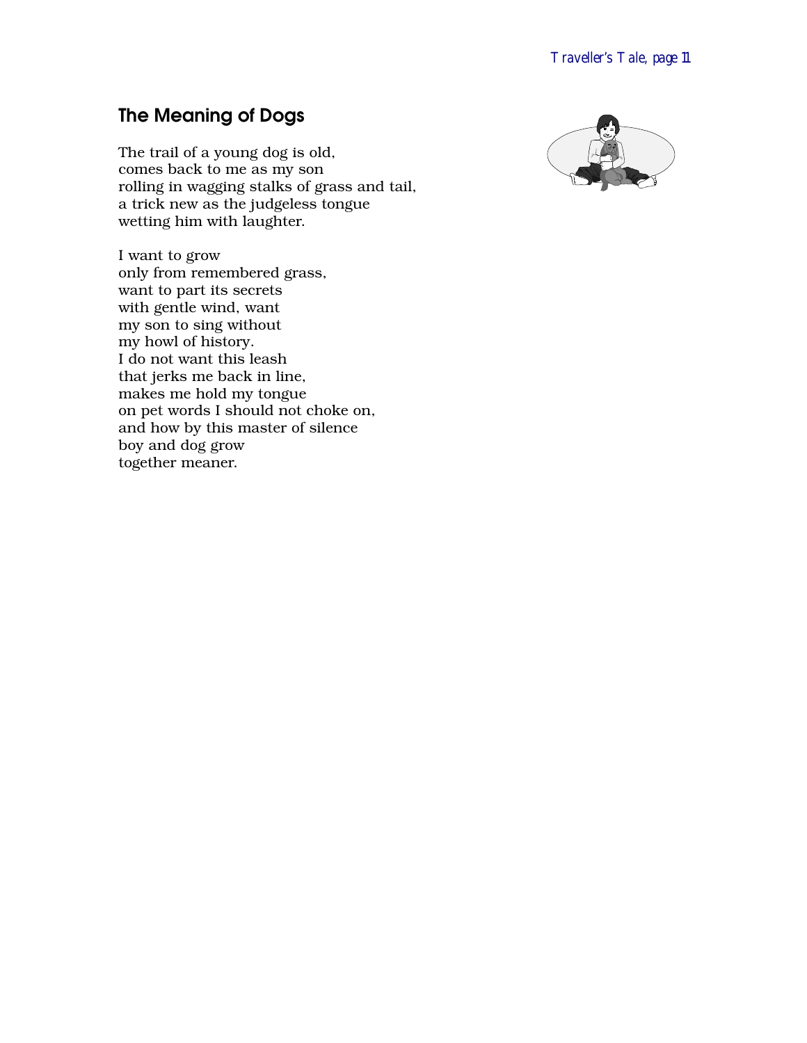## The Meaning of Dogs

The trail of a young dog is old,  
comes back to me as my son  
rolling in wagging stalks of grass and tail,  
a trick new as the judgeless tongue  
wetting him with laughter.

I want to grow  
only from remembered grass,  
want to part its secrets  
with gentle wind, want  
my son to sing without  
my howl of history.  
I do not want this leash  
that jerks me back in line,  
makes me hold my tongue  
on pet words I should not choke on,  
and how by this master of silence  
boy and dog grow  
together meaner.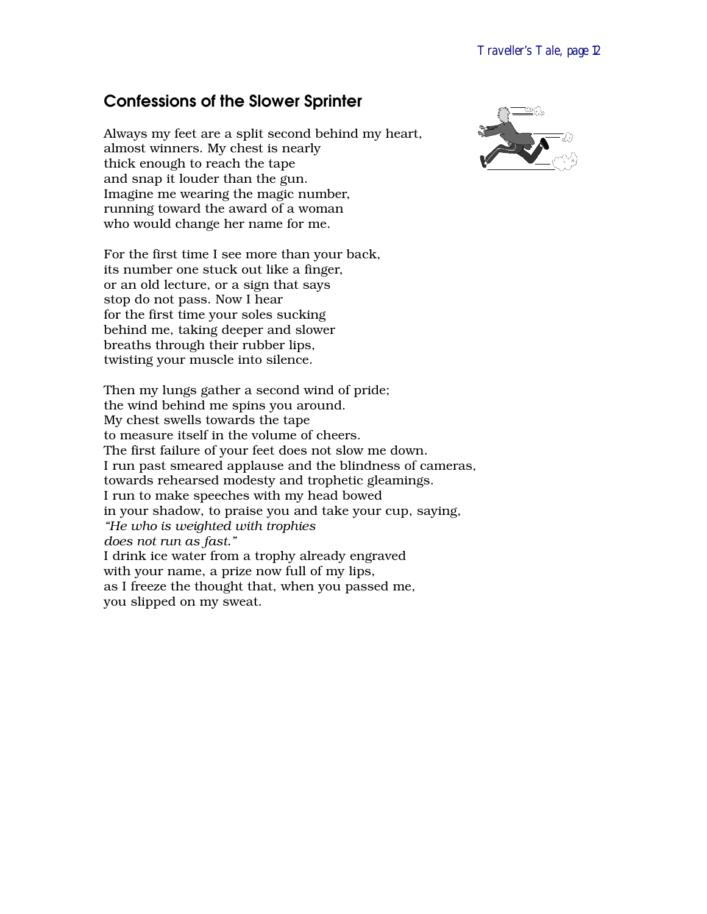## Confessions of the Slower Sprinter

Always my feet are a split second behind my heart,
almost winners. My chest is nearly
thick enough to reach the tape
and snap it louder than the gun.
Imagine me wearing the magic number,
running toward the award of a woman
who would change her name for me.

For the first time I see more than your back,
its number one stuck out like a finger,
or an old lecture, or a sign that says
stop do not pass. Now I hear
for the first time your soles sucking
behind me, taking deeper and slower
breaths through their rubber lips,
twisting your muscle into silence.

Then my lungs gather a second wind of pride;
the wind behind me spins you around.
My chest swells towards the tape
to measure itself in the volume of cheers.
The first failure of your feet does not slow me down.
I run past smeared applause and the blindness of cameras,
towards rehearsed modesty and trophetic gleamings.
I run to make speeches with my head bowed
in your shadow, to praise you and take your cup, saying,
*"He who is weighted with trophies*
*does not run as fast."*
I drink ice water from a trophy already engraved
with your name, a prize now full of my lips,
as I freeze the thought that, when you passed me,
you slipped on my sweat.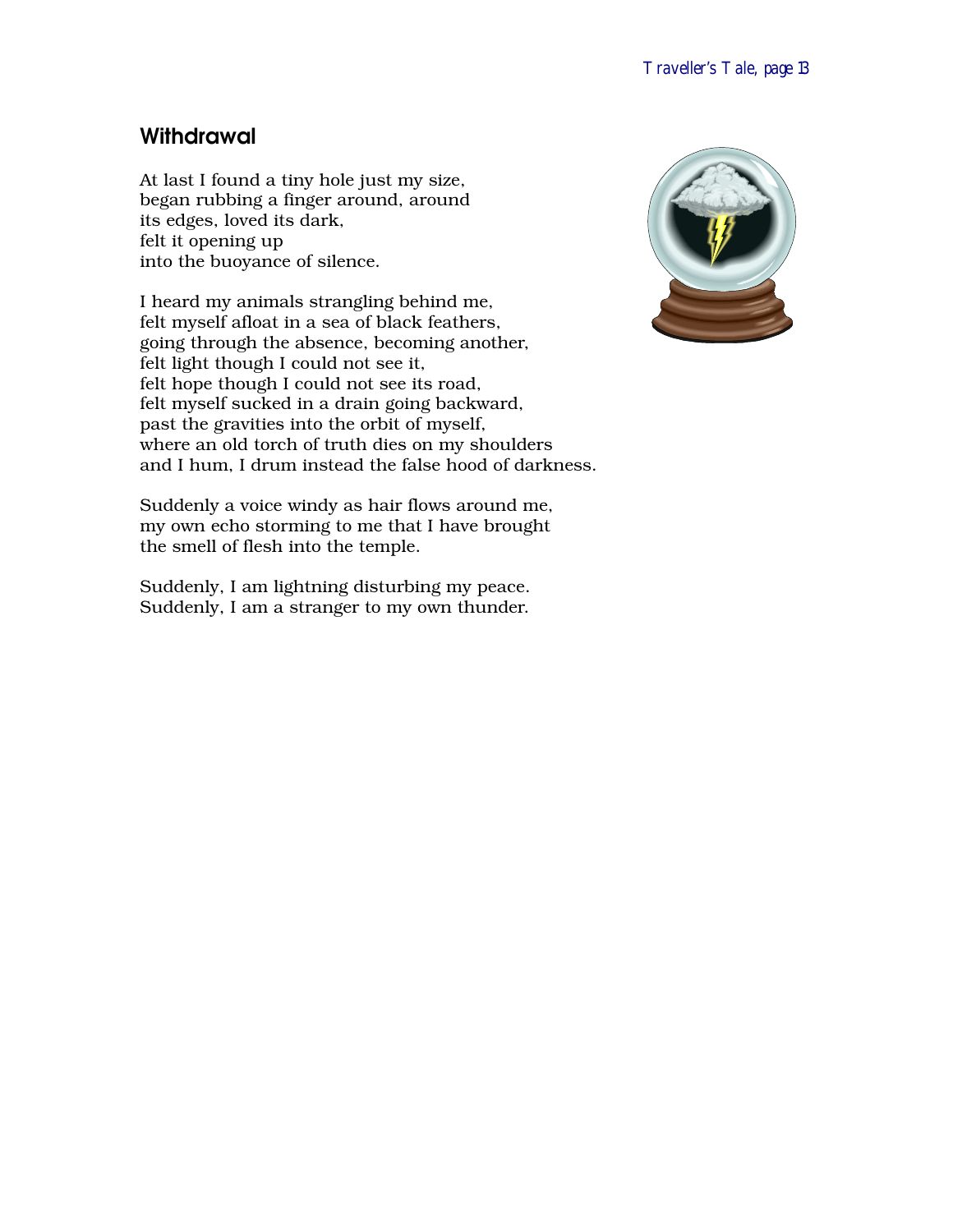## Withdrawal

At last I found a tiny hole just my size,
began rubbing a finger around, around
its edges, loved its dark,
felt it opening up
into the buoyance of silence.

I heard my animals strangling behind me,
felt myself afloat in a sea of black feathers,
going through the absence, becoming another,
felt light though I could not see it,
felt hope though I could not see its road,
felt myself sucked in a drain going backward,
past the gravities into the orbit of myself,
where an old torch of truth dies on my shoulders
and I hum, I drum instead the false hood of darkness.

Suddenly a voice windy as hair flows around me,
my own echo storming to me that I have brought
the smell of flesh into the temple.

Suddenly, I am lightning disturbing my peace.
Suddenly, I am a stranger to my own thunder.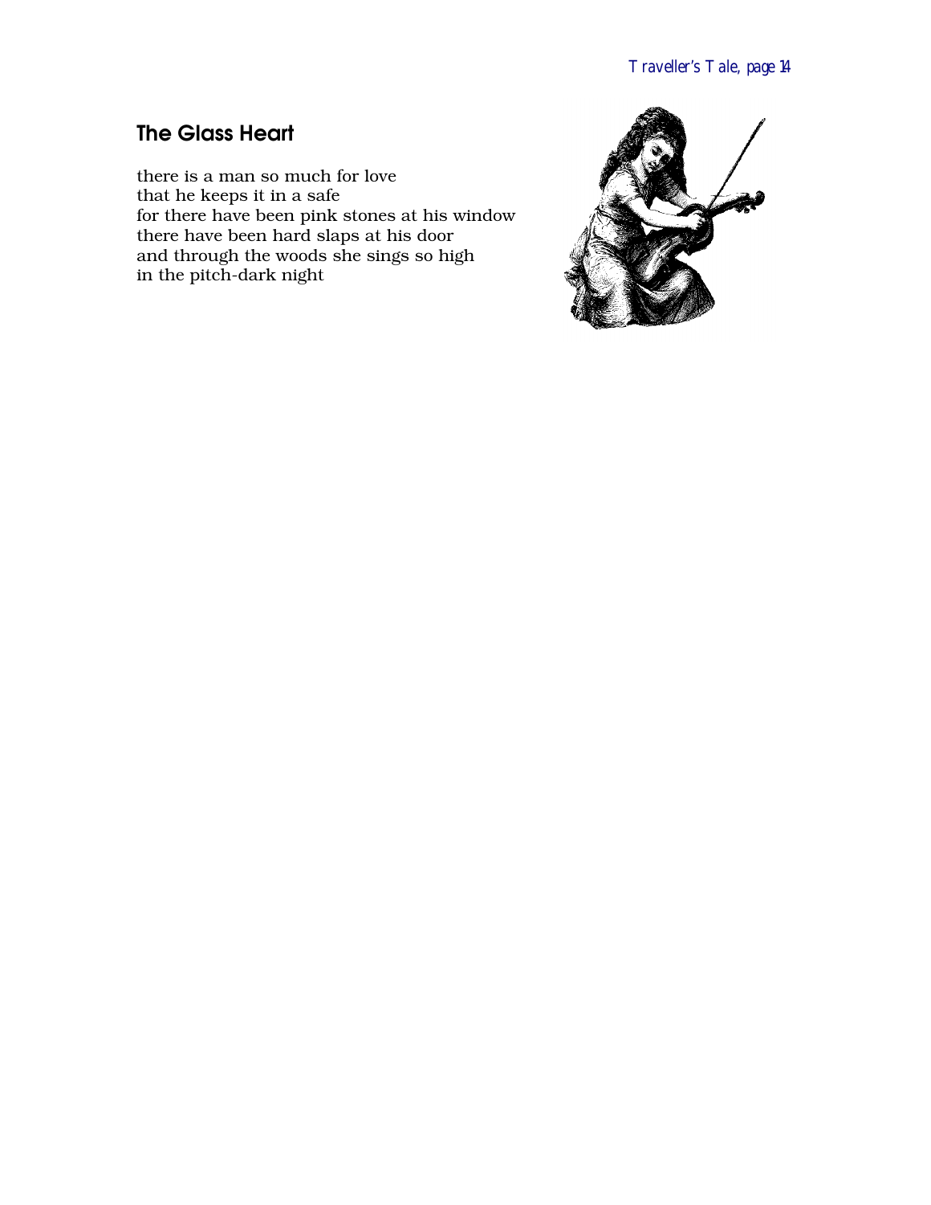## The Glass Heart

there is a man so much for love
that he keeps it in a safe
for there have been pink stones at his window
there have been hard slaps at his door
and through the woods she sings so high
in the pitch-dark night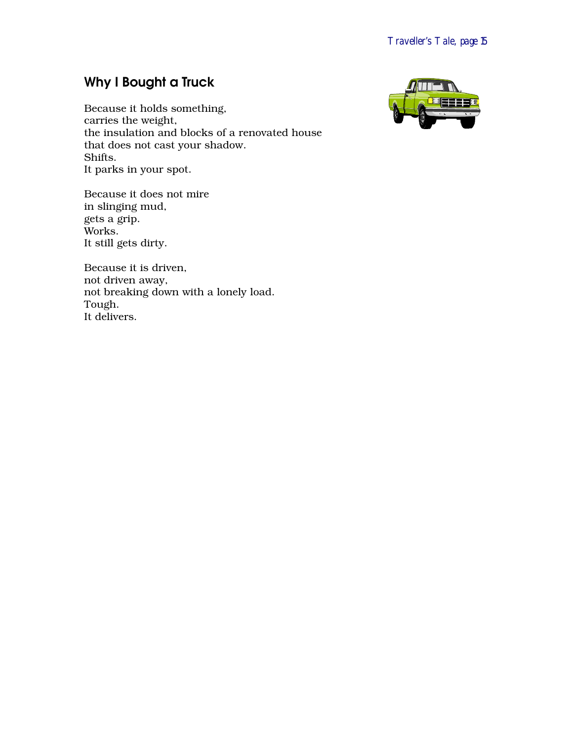## Why I Bought a Truck

Because it holds something,  
carries the weight,  
the insulation and blocks of a renovated house  
that does not cast your shadow.  
Shifts.  
It parks in your spot.

Because it does not mire  
in slinging mud,  
gets a grip.  
Works.  
It still gets dirty.

Because it is driven,  
not driven away,  
not breaking down with a lonely load.  
Tough.  
It delivers.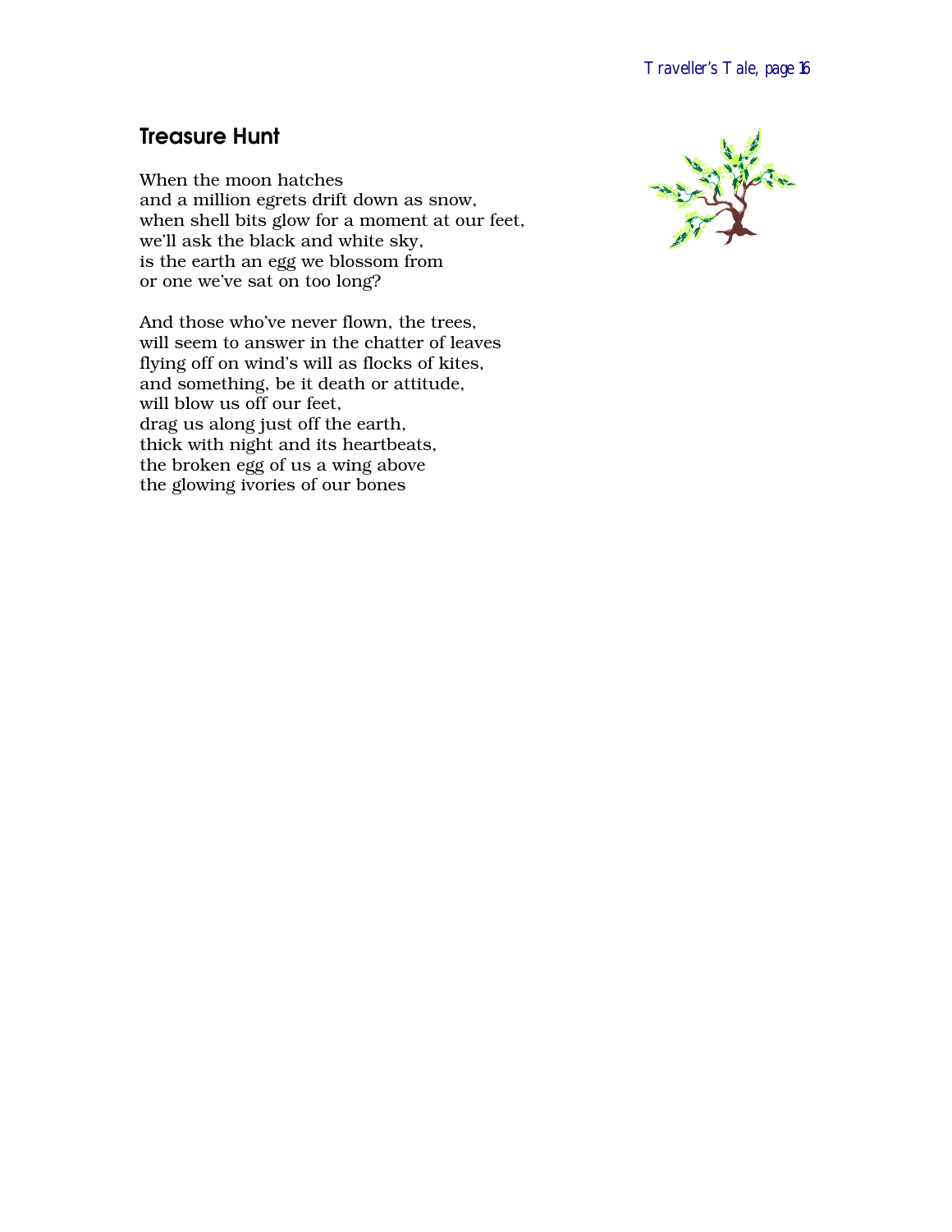## Treasure Hunt

When the moon hatches  
and a million egrets drift down as snow,  
when shell bits glow for a moment at our feet,  
we'll ask the black and white sky,  
is the earth an egg we blossom from  
or one we've sat on too long?

And those who've never flown, the trees,  
will seem to answer in the chatter of leaves  
flying off on wind's will as flocks of kites,  
and something, be it death or attitude,  
will blow us off our feet,  
drag us along just off the earth,  
thick with night and its heartbeats,  
the broken egg of us a wing above  
the glowing ivories of our bones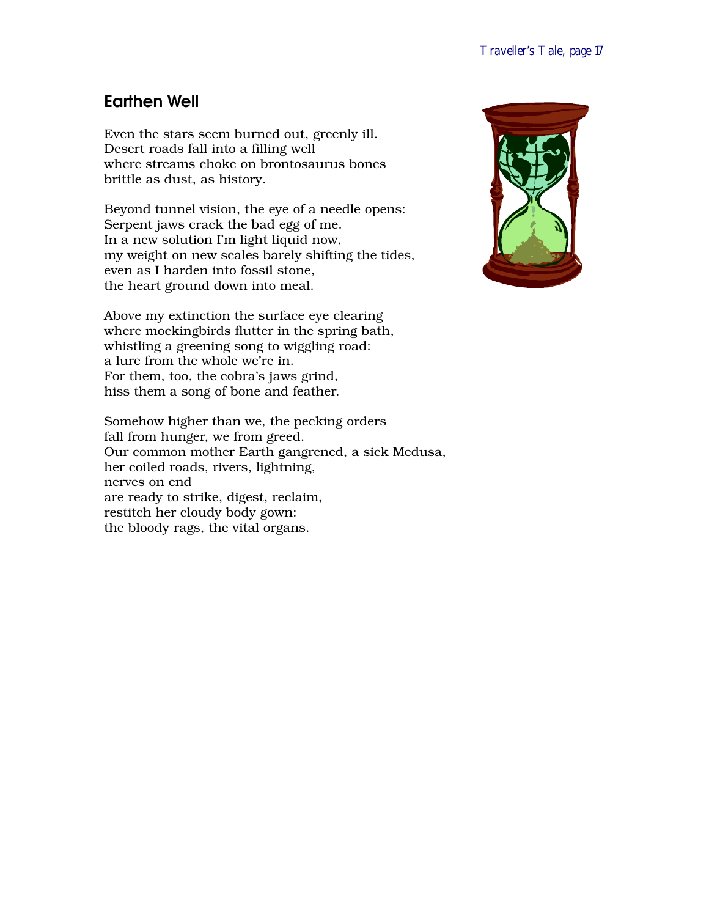## Earthen Well

Even the stars seem burned out, greenly ill.
Desert roads fall into a filling well
where streams choke on brontosaurus bones
brittle as dust, as history.

Beyond tunnel vision, the eye of a needle opens:
Serpent jaws crack the bad egg of me.
In a new solution I'm light liquid now,
my weight on new scales barely shifting the tides,
even as I harden into fossil stone,
the heart ground down into meal.

Above my extinction the surface eye clearing
where mockingbirds flutter in the spring bath,
whistling a greening song to wiggling road:
a lure from the whole we're in.
For them, too, the cobra's jaws grind,
hiss them a song of bone and feather.

Somehow higher than we, the pecking orders
fall from hunger, we from greed.
Our common mother Earth gangrened, a sick Medusa,
her coiled roads, rivers, lightning,
nerves on end
are ready to strike, digest, reclaim,
restitch her cloudy body gown:
the bloody rags, the vital organs.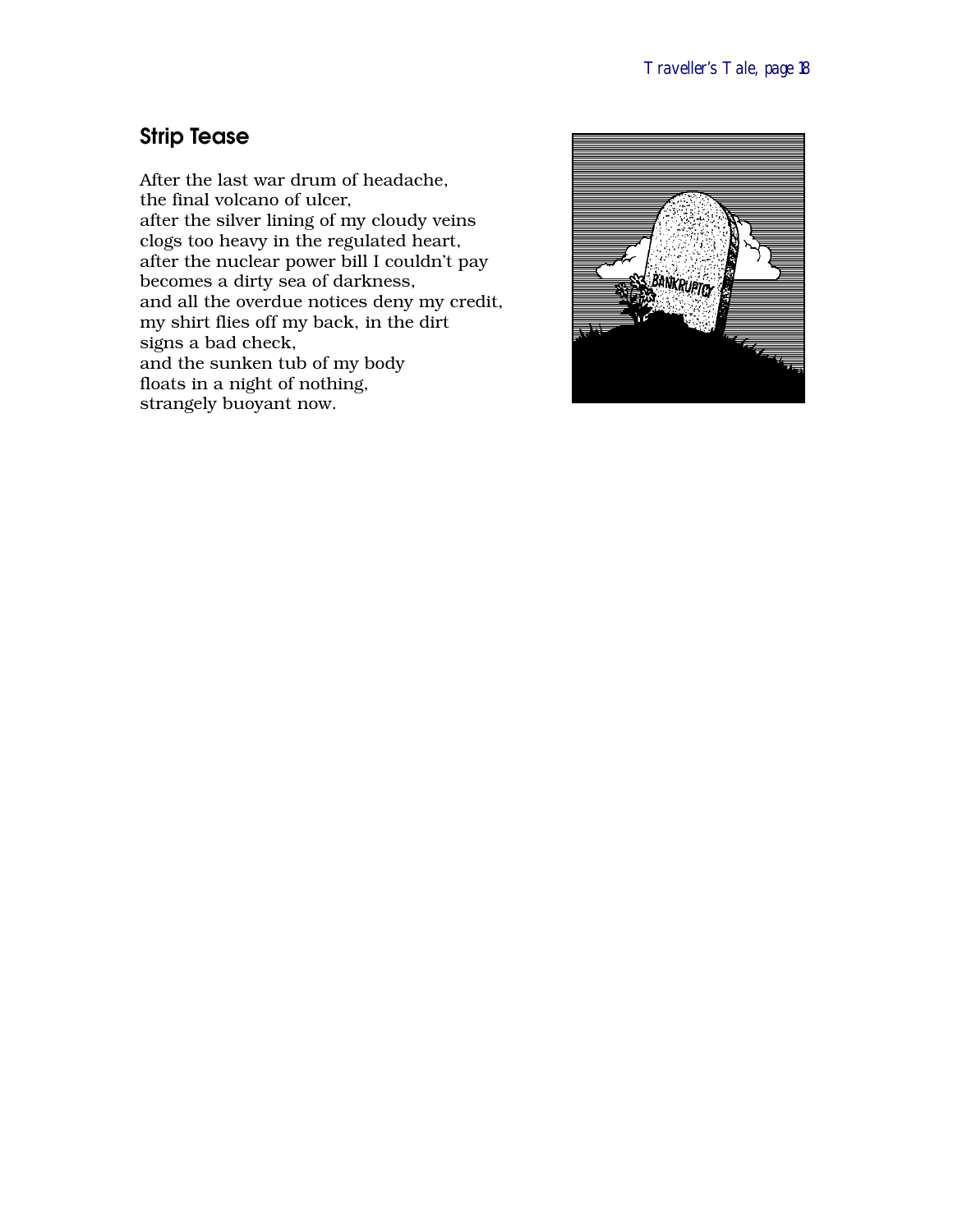## Strip Tease

After the last war drum of headache,
the final volcano of ulcer,
after the silver lining of my cloudy veins
clogs too heavy in the regulated heart,
after the nuclear power bill I couldn't pay
becomes a dirty sea of darkness,
and all the overdue notices deny my credit,
my shirt flies off my back, in the dirt
signs a bad check,
and the sunken tub of my body
floats in a night of nothing,
strangely buoyant now.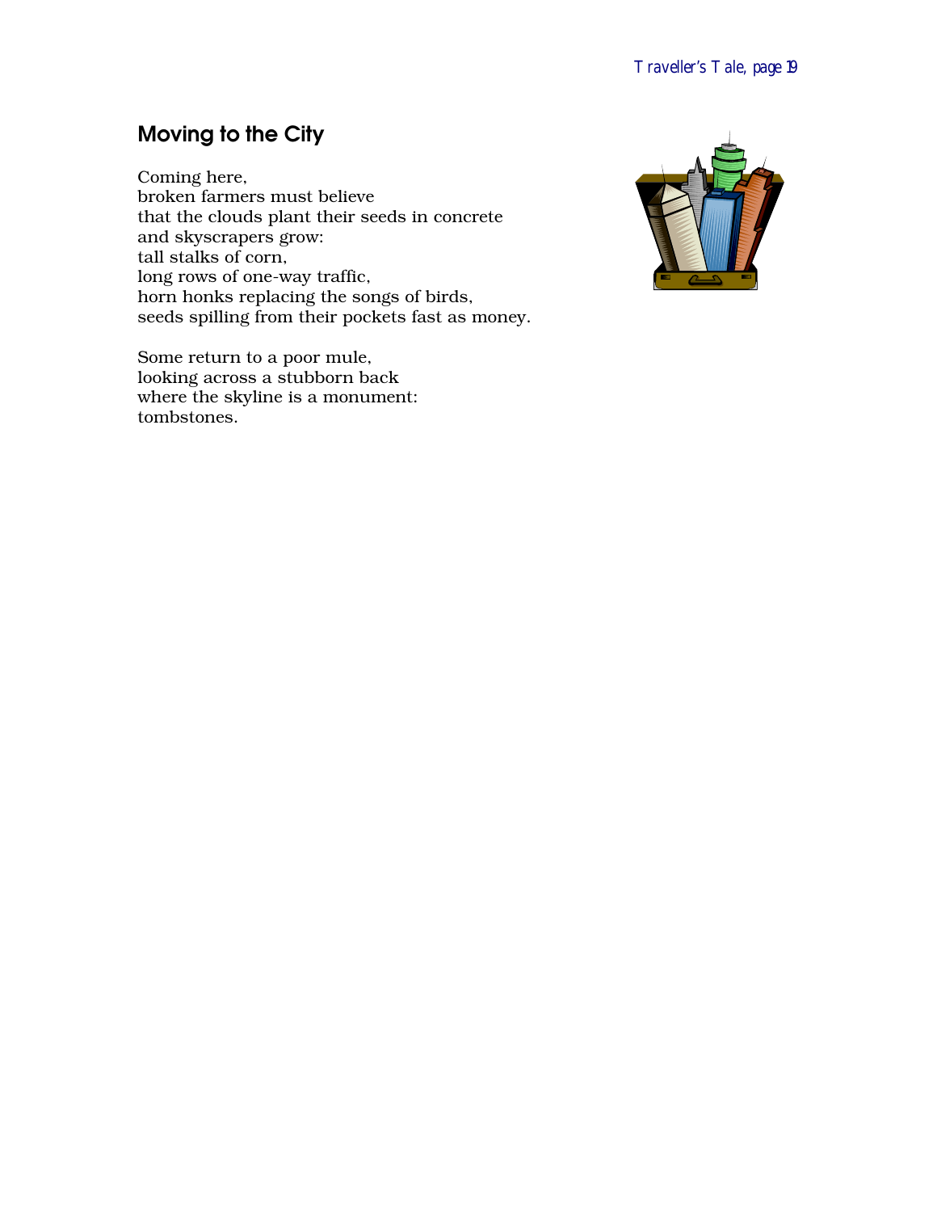## Moving to the City

Coming here,  
broken farmers must believe  
that the clouds plant their seeds in concrete  
and skyscrapers grow:  
tall stalks of corn,  
long rows of one-way traffic,  
horn honks replacing the songs of birds,  
seeds spilling from their pockets fast as money.

Some return to a poor mule,  
looking across a stubborn back  
where the skyline is a monument:  
tombstones.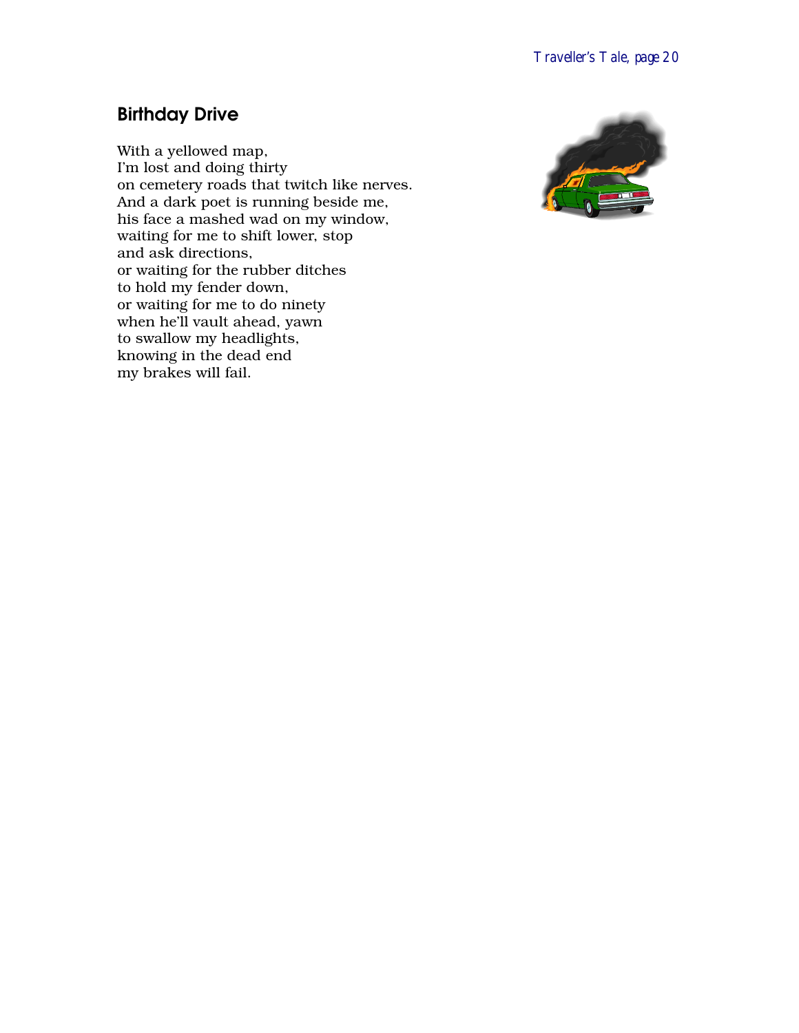## Birthday Drive

With a yellowed map,
I'm lost and doing thirty
on cemetery roads that twitch like nerves.
And a dark poet is running beside me,
his face a mashed wad on my window,
waiting for me to shift lower, stop
and ask directions,
or waiting for the rubber ditches
to hold my fender down,
or waiting for me to do ninety
when he'll vault ahead, yawn
to swallow my headlights,
knowing in the dead end
my brakes will fail.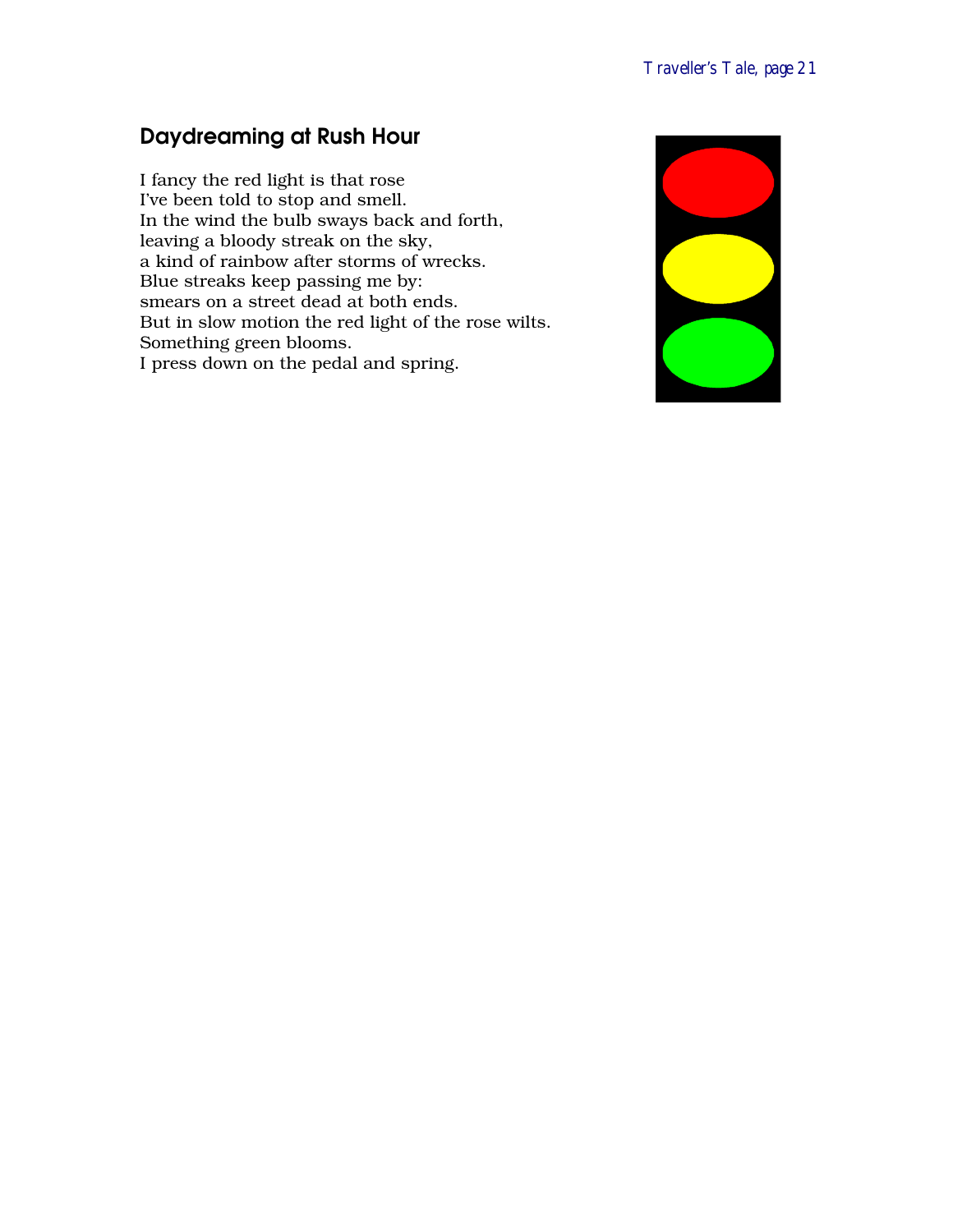## Daydreaming at Rush Hour

I fancy the red light is that rose  
I've been told to stop and smell.  
In the wind the bulb sways back and forth,  
leaving a bloody streak on the sky,  
a kind of rainbow after storms of wrecks.  
Blue streaks keep passing me by:  
smears on a street dead at both ends.  
But in slow motion the red light of the rose wilts.  
Something green blooms.  
I press down on the pedal and spring.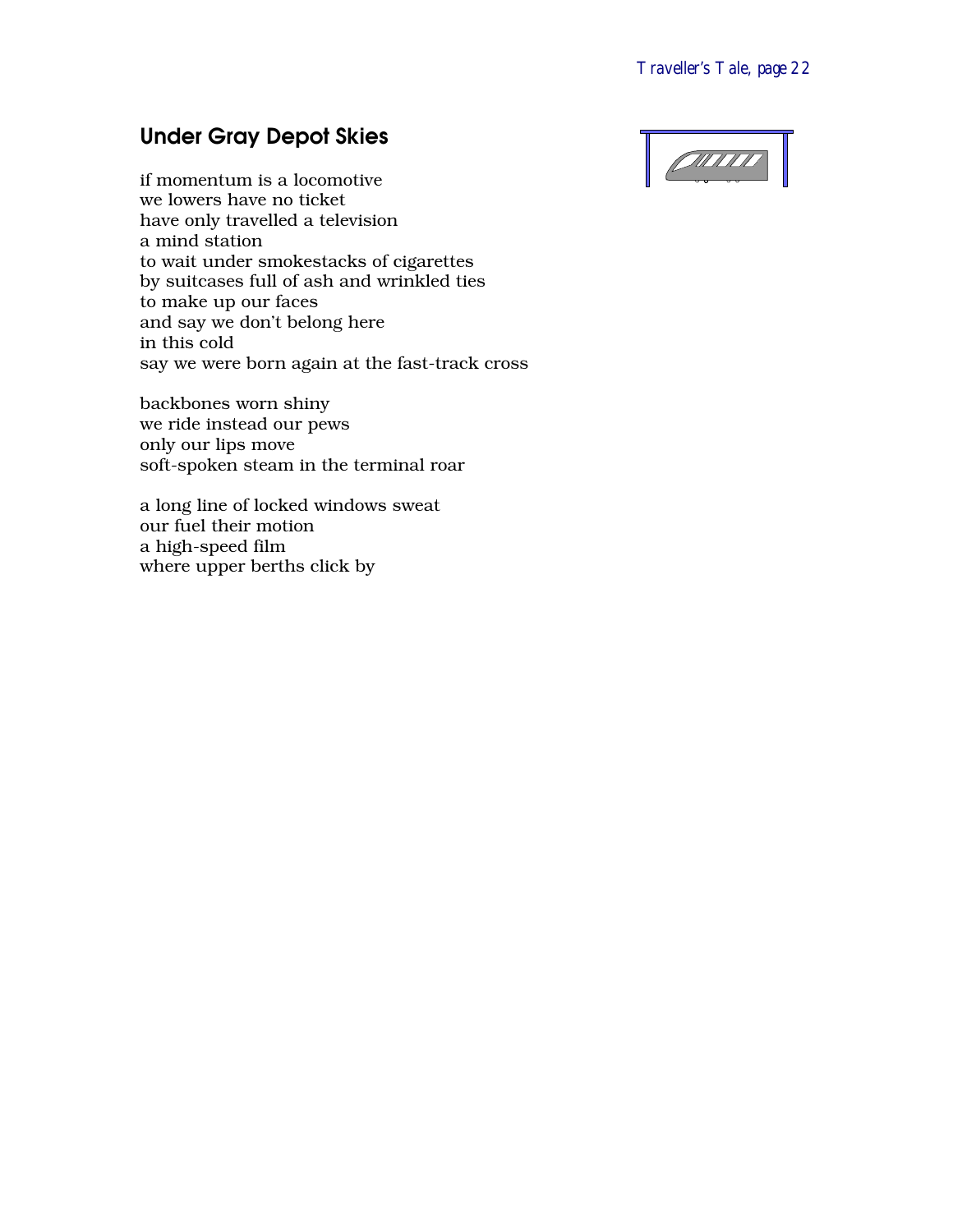## Under Gray Depot Skies

if momentum is a locomotive
we lowers have no ticket
have only travelled a television
a mind station
to wait under smokestacks of cigarettes
by suitcases full of ash and wrinkled ties
to make up our faces
and say we don't belong here
in this cold
say we were born again at the fast-track cross

backbones worn shiny
we ride instead our pews
only our lips move
soft-spoken steam in the terminal roar

a long line of locked windows sweat
our fuel their motion
a high-speed film
where upper berths click by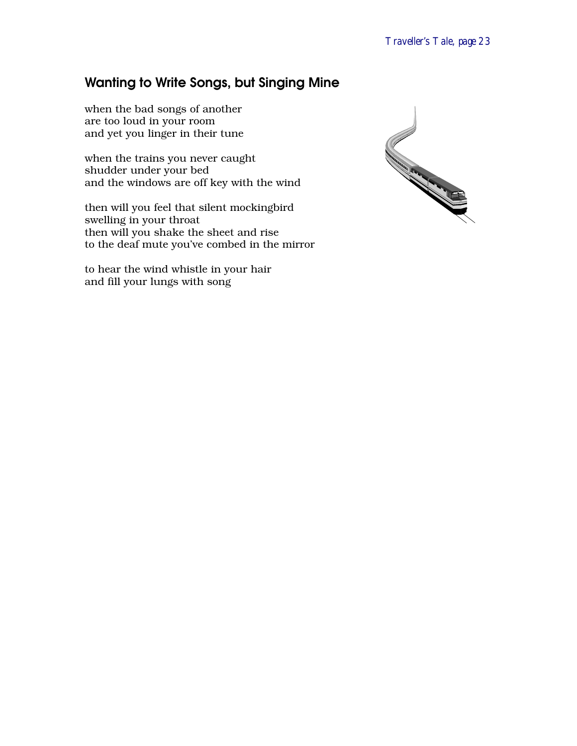## Wanting to Write Songs, but Singing Mine

when the bad songs of another
are too loud in your room
and yet you linger in their tune

when the trains you never caught
shudder under your bed
and the windows are off key with the wind

then will you feel that silent mockingbird
swelling in your throat
then will you shake the sheet and rise
to the deaf mute you've combed in the mirror

to hear the wind whistle in your hair
and fill your lungs with song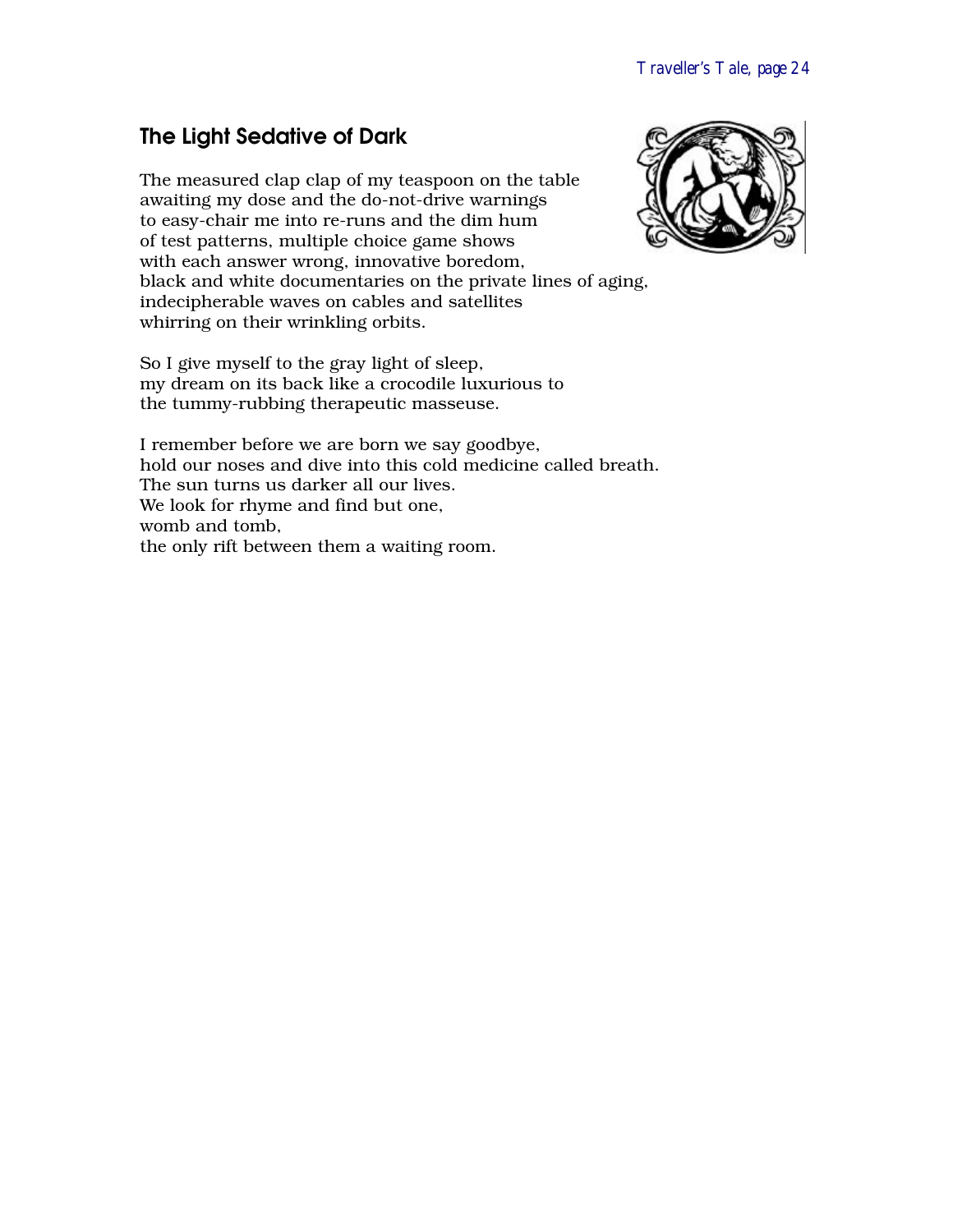## The Light Sedative of Dark

The measured clap clap of my teaspoon on the table
awaiting my dose and the do-not-drive warnings
to easy-chair me into re-runs and the dim hum
of test patterns, multiple choice game shows
with each answer wrong, innovative boredom,
black and white documentaries on the private lines of aging,
indecipherable waves on cables and satellites
whirring on their wrinkling orbits.

So I give myself to the gray light of sleep,
my dream on its back like a crocodile luxurious to
the tummy-rubbing therapeutic masseuse.

I remember before we are born we say goodbye,
hold our noses and dive into this cold medicine called breath.
The sun turns us darker all our lives.
We look for rhyme and find but one,
womb and tomb,
the only rift between them a waiting room.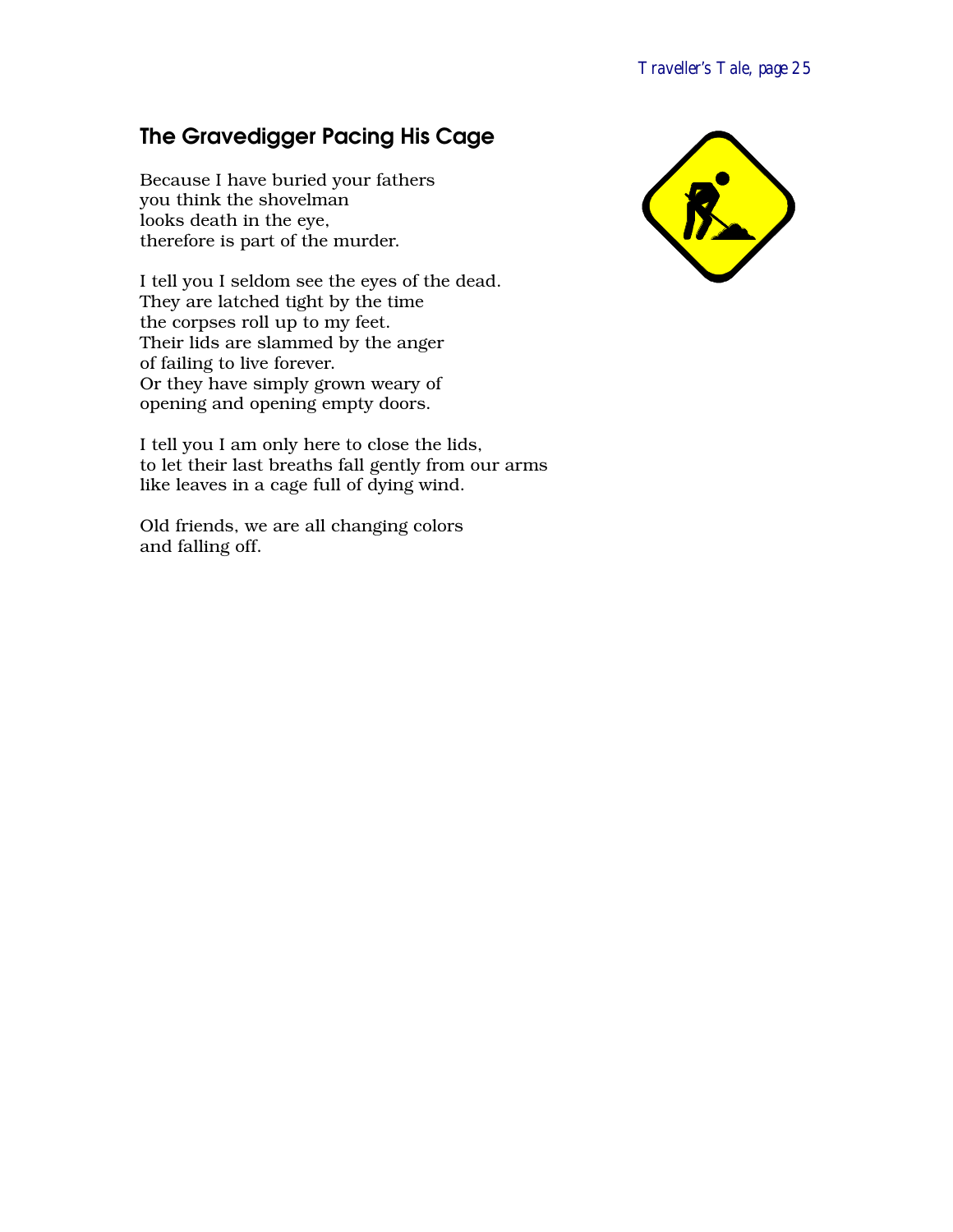## The Gravedigger Pacing His Cage

Because I have buried your fathers
you think the shovelman
looks death in the eye,
therefore is part of the murder.

I tell you I seldom see the eyes of the dead.
They are latched tight by the time
the corpses roll up to my feet.
Their lids are slammed by the anger
of failing to live forever.
Or they have simply grown weary of
opening and opening empty doors.

I tell you I am only here to close the lids,
to let their last breaths fall gently from our arms
like leaves in a cage full of dying wind.

Old friends, we are all changing colors
and falling off.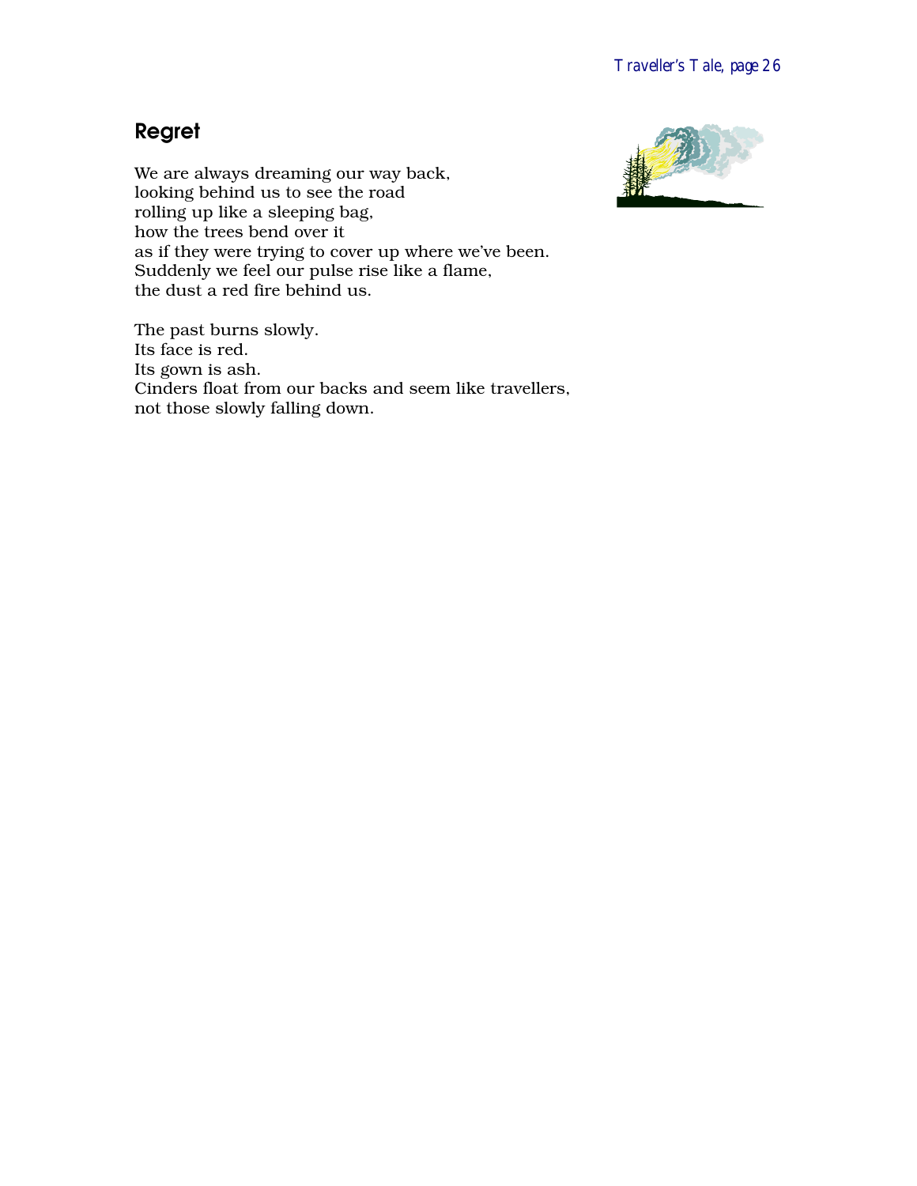## Regret

We are always dreaming our way back,  
looking behind us to see the road  
rolling up like a sleeping bag,  
how the trees bend over it  
as if they were trying to cover up where we've been.  
Suddenly we feel our pulse rise like a flame,  
the dust a red fire behind us.

The past burns slowly.  
Its face is red.  
Its gown is ash.  
Cinders float from our backs and seem like travellers,  
not those slowly falling down.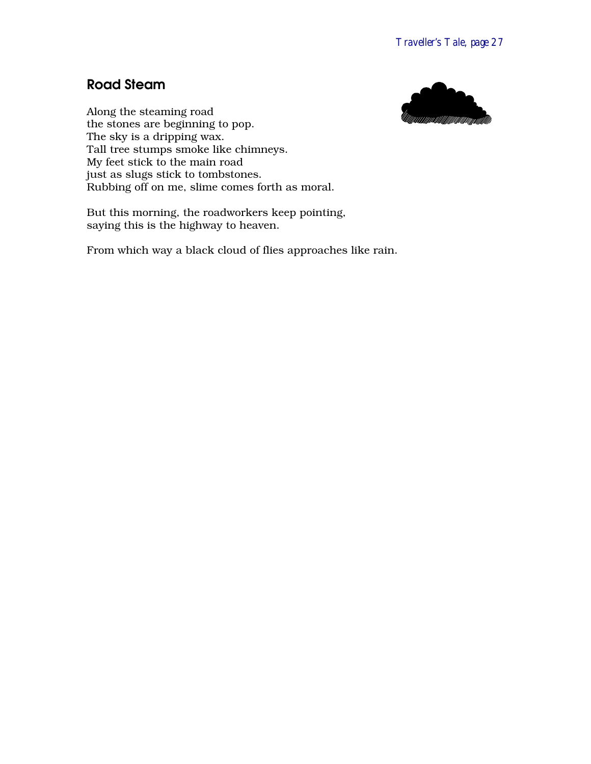## Road Steam

Along the steaming road
the stones are beginning to pop.
The sky is a dripping wax.
Tall tree stumps smoke like chimneys.
My feet stick to the main road
just as slugs stick to tombstones.
Rubbing off on me, slime comes forth as moral.

But this morning, the roadworkers keep pointing,
saying this is the highway to heaven.

From which way a black cloud of flies approaches like rain.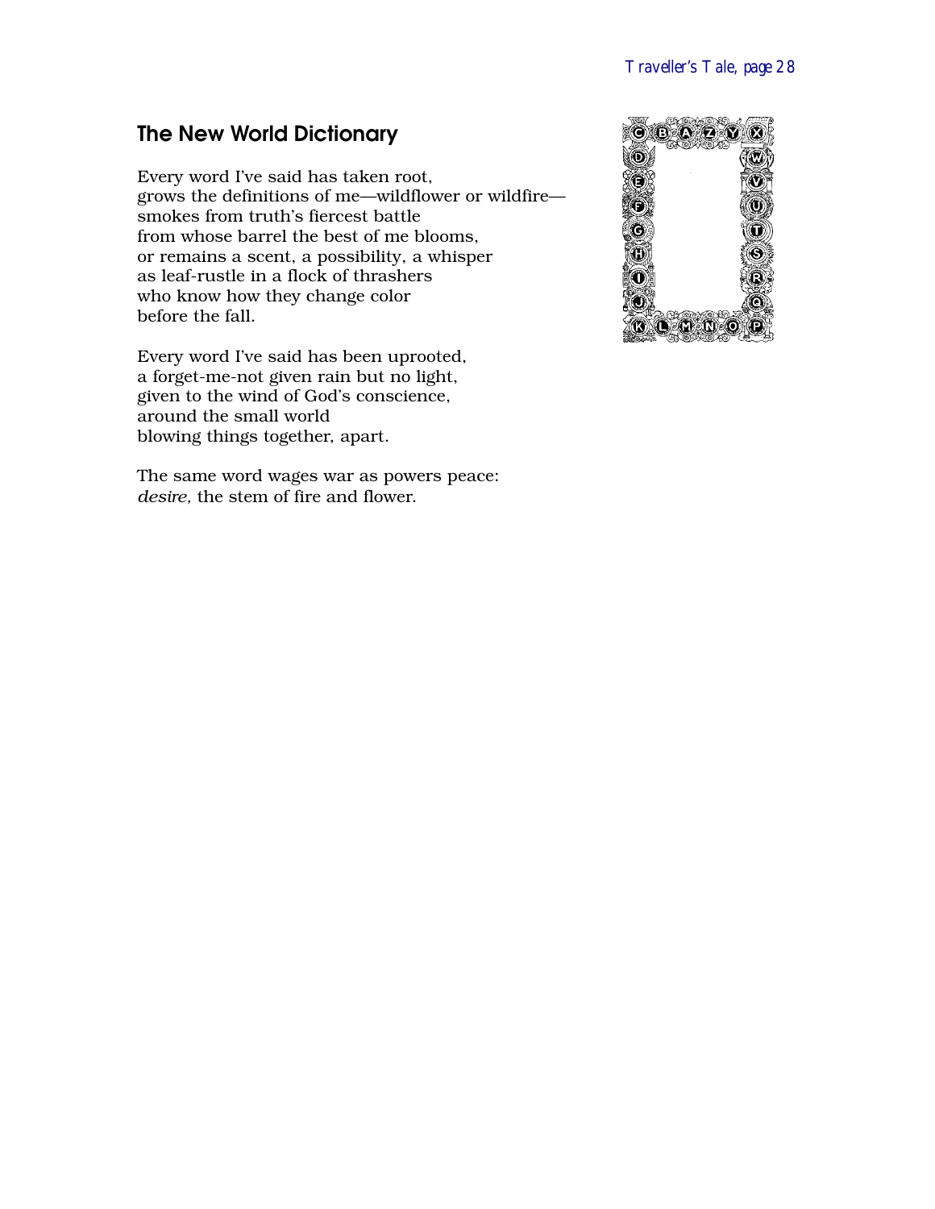## The New World Dictionary

Every word I've said has taken root,
grows the definitions of me—wildflower or wildfire—
smokes from truth's fiercest battle
from whose barrel the best of me blooms,
or remains a scent, a possibility, a whisper
as leaf-rustle in a flock of thrashers
who know how they change color
before the fall.

Every word I've said has been uprooted,
a forget-me-not given rain but no light,
given to the wind of God's conscience,
around the small world
blowing things together, apart.

The same word wages war as powers peace:
*desire*, the stem of fire and flower.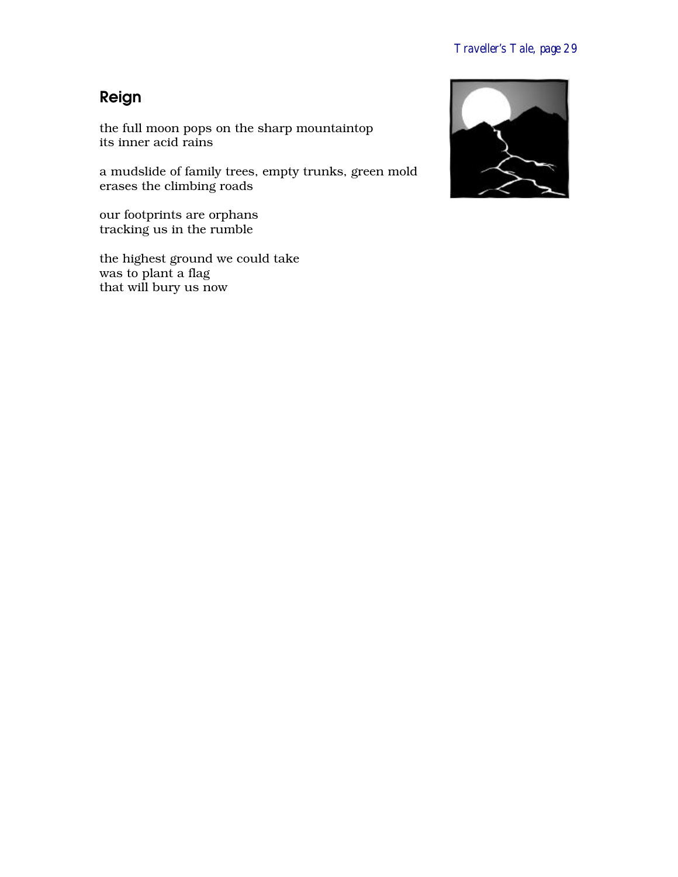## Reign

the full moon pops on the sharp mountaintop
its inner acid rains

a mudslide of family trees, empty trunks, green mold
erases the climbing roads

our footprints are orphans
tracking us in the rumble

the highest ground we could take
was to plant a flag
that will bury us now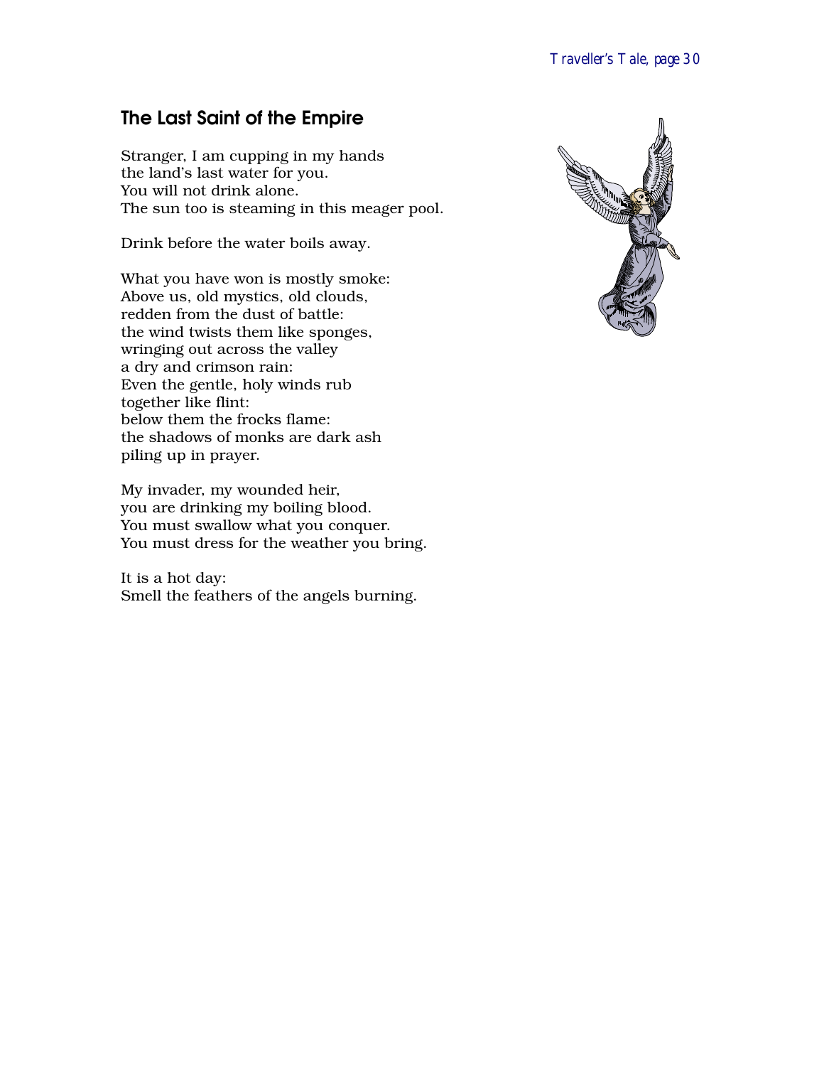## The Last Saint of the Empire

Stranger, I am cupping in my hands  
the land's last water for you.  
You will not drink alone.  
The sun too is steaming in this meager pool.

Drink before the water boils away.

What you have won is mostly smoke:  
Above us, old mystics, old clouds,  
redden from the dust of battle:  
the wind twists them like sponges,  
wringing out across the valley  
a dry and crimson rain:  
Even the gentle, holy winds rub  
together like flint:  
below them the frocks flame:  
the shadows of monks are dark ash  
piling up in prayer.

My invader, my wounded heir,  
you are drinking my boiling blood.  
You must swallow what you conquer.  
You must dress for the weather you bring.

It is a hot day:  
Smell the feathers of the angels burning.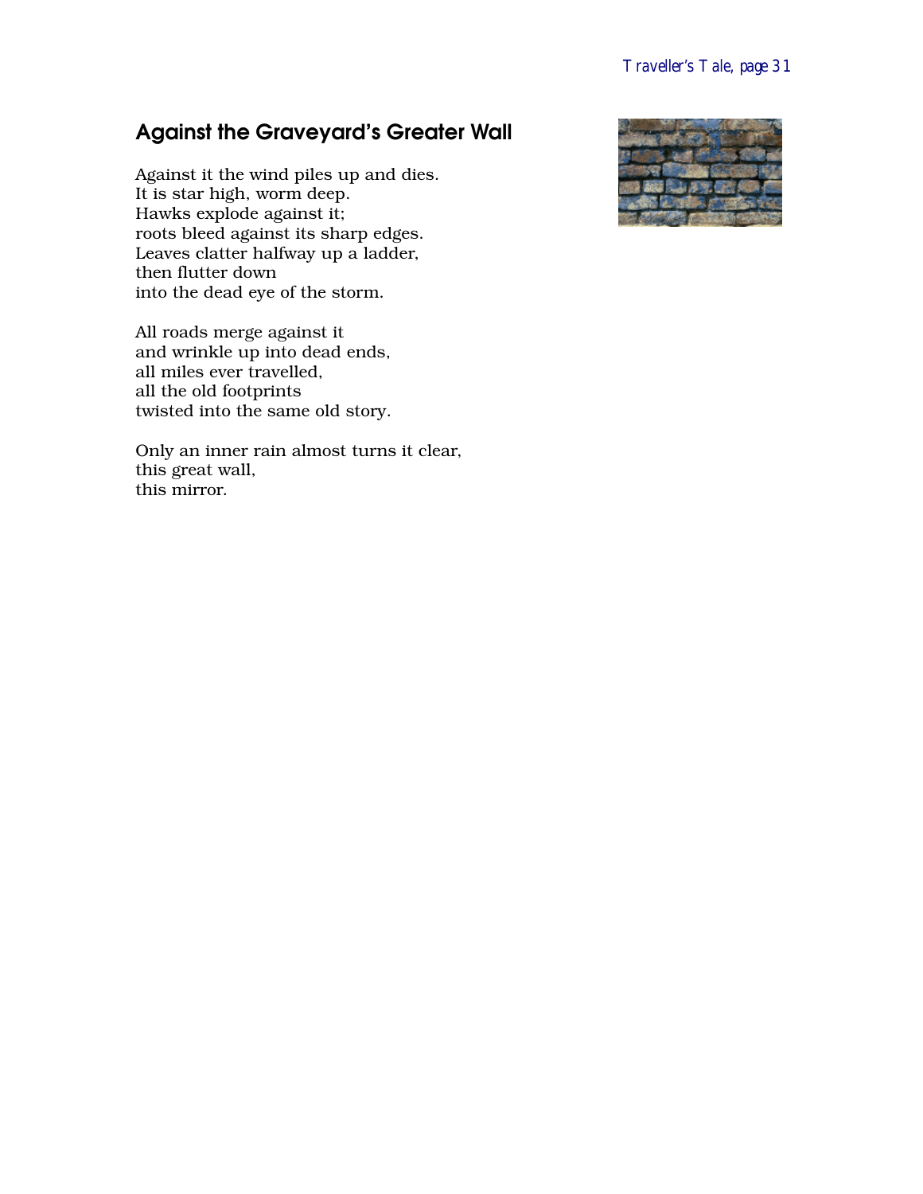## Against the Graveyard's Greater Wall

Against it the wind piles up and dies.  
It is star high, worm deep.  
Hawks explode against it;  
roots bleed against its sharp edges.  
Leaves clatter halfway up a ladder,  
then flutter down  
into the dead eye of the storm.

All roads merge against it  
and wrinkle up into dead ends,  
all miles ever travelled,  
all the old footprints  
twisted into the same old story.

Only an inner rain almost turns it clear,  
this great wall,  
this mirror.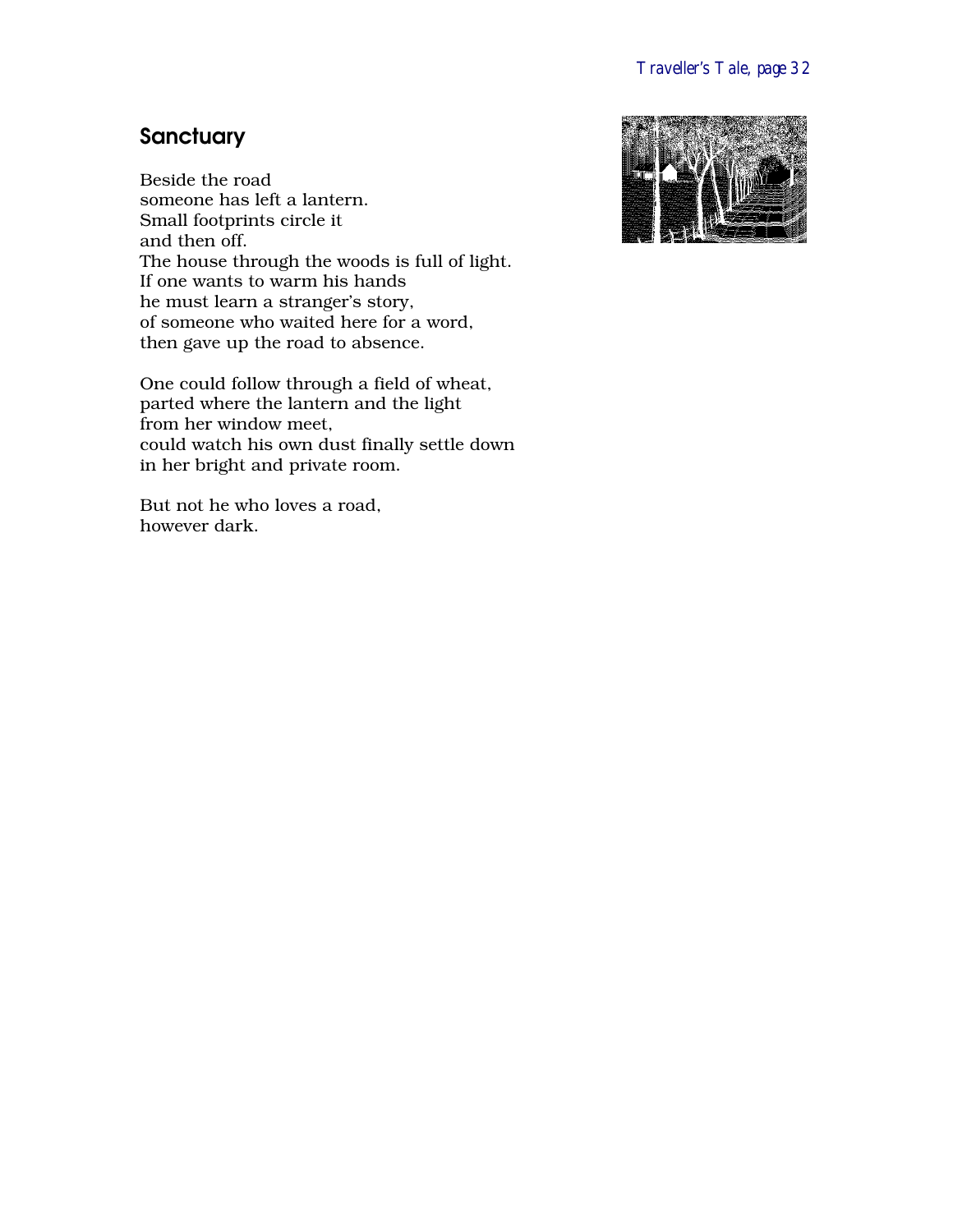## Sanctuary

Beside the road  
someone has left a lantern.  
Small footprints circle it  
and then off.  
The house through the woods is full of light.  
If one wants to warm his hands  
he must learn a stranger's story,  
of someone who waited here for a word,  
then gave up the road to absence.

One could follow through a field of wheat,  
parted where the lantern and the light  
from her window meet,  
could watch his own dust finally settle down  
in her bright and private room.

But not he who loves a road,  
however dark.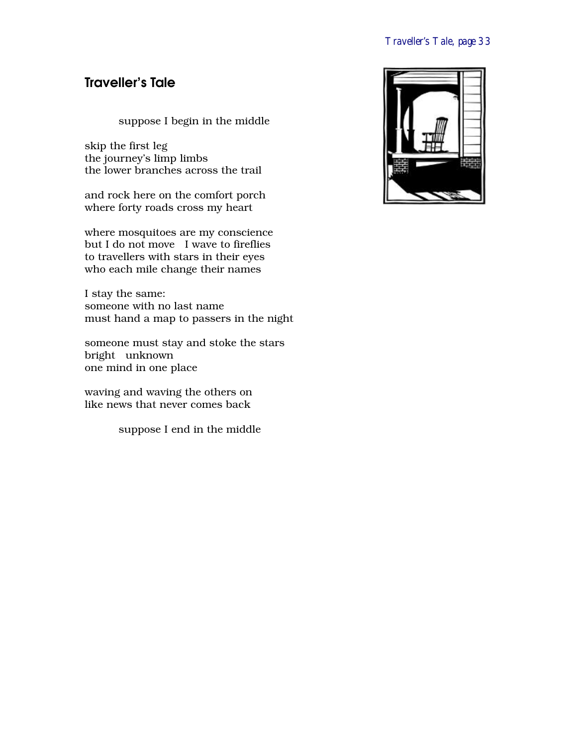## Traveller's Tale

suppose I begin in the middle

skip the first leg
the journey's limp limbs
the lower branches across the trail

and rock here on the comfort porch
where forty roads cross my heart

where mosquitoes are my conscience
but I do not move   I wave to fireflies
to travellers with stars in their eyes
who each mile change their names

I stay the same:
someone with no last name
must hand a map to passers in the night

someone must stay and stoke the stars
bright   unknown
one mind in one place

waving and waving the others on
like news that never comes back

suppose I end in the middle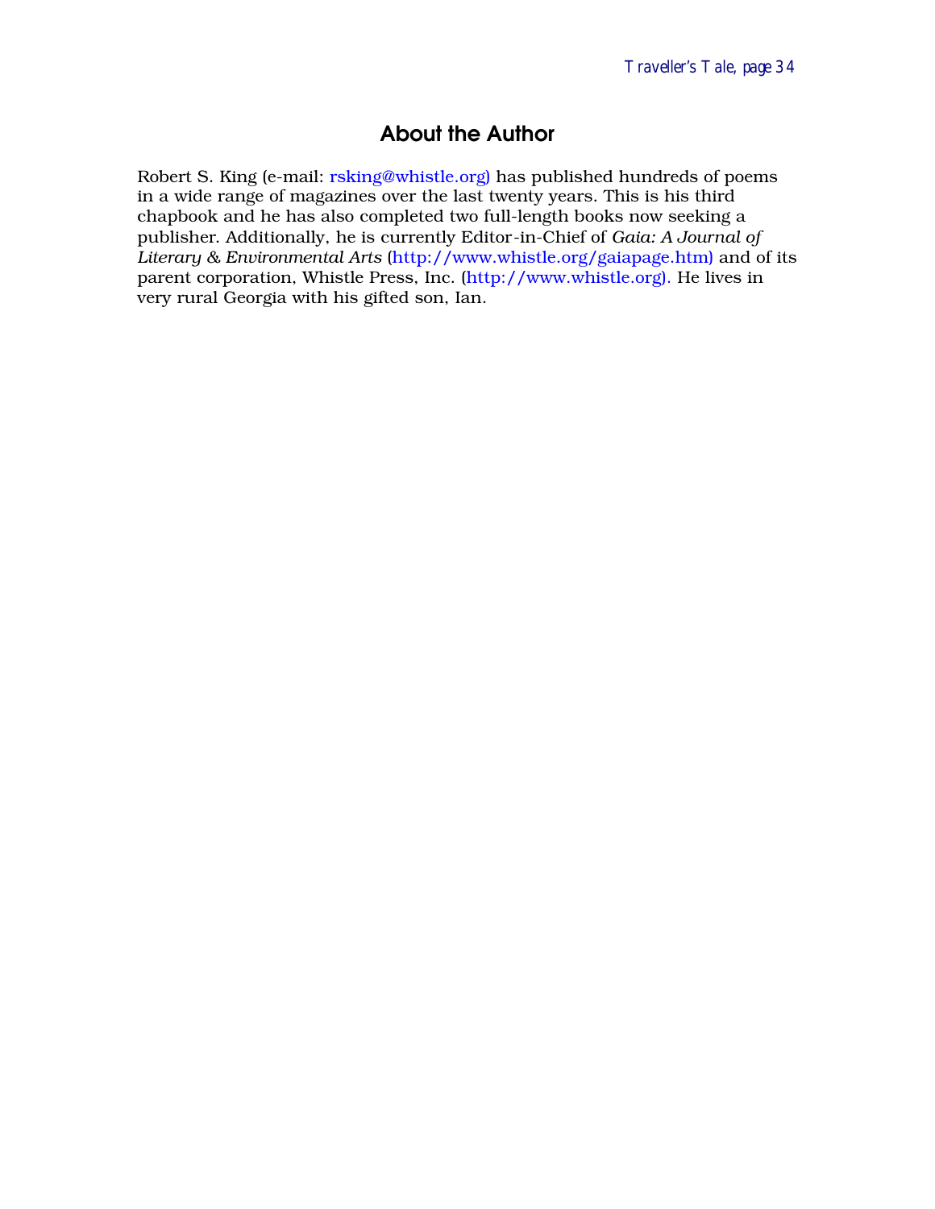## About the Author

Robert S. King (e-mail: rsking@whistle.org) has published hundreds of poems in a wide range of magazines over the last twenty years. This is his third chapbook and he has also completed two full-length books now seeking a publisher. Additionally, he is currently Editor-in-Chief of *Gaia: A Journal of Literary & Environmental Arts* (http://www.whistle.org/gaiapage.htm) and of its parent corporation, Whistle Press, Inc. (http://www.whistle.org). He lives in very rural Georgia with his gifted son, Ian.